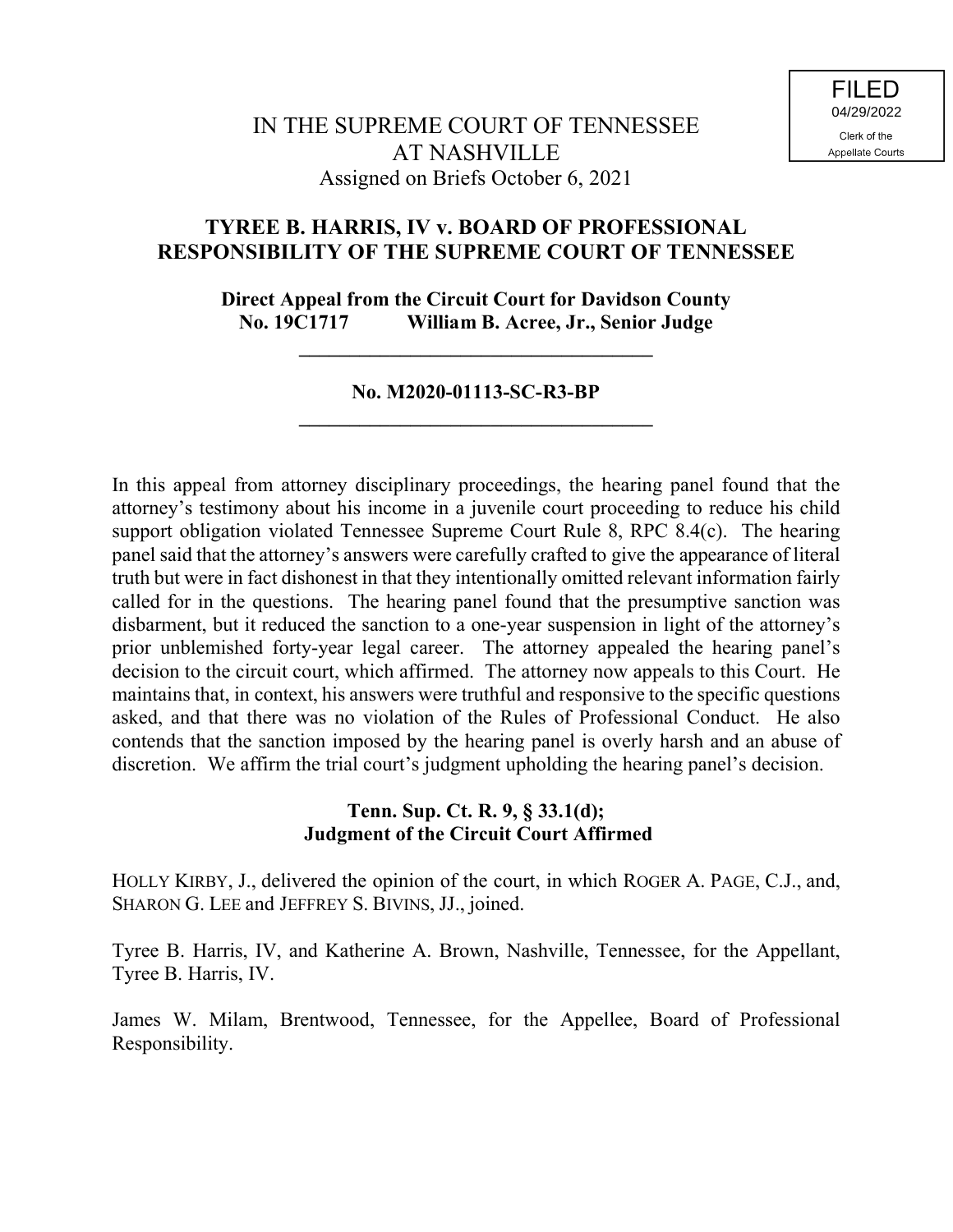FILED
04/29/2022
Clerk of the
Appellate Courts

# IN THE SUPREME COURT OF TENNESSEE
## AT NASHVILLE
Assigned on Briefs October 6, 2021

## TYREE B. HARRIS, IV v. BOARD OF PROFESSIONAL RESPONSIBILITY OF THE SUPREME COURT OF TENNESSEE

**Direct Appeal from the Circuit Court for Davidson County**
**No. 19C1717 William B. Acree, Jr., Senior Judge**

---

**No. M2020-01113-SC-R3-BP**

---

In this appeal from attorney disciplinary proceedings, the hearing panel found that the attorney's testimony about his income in a juvenile court proceeding to reduce his child support obligation violated Tennessee Supreme Court Rule 8, RPC 8.4(c). The hearing panel said that the attorney's answers were carefully crafted to give the appearance of literal truth but were in fact dishonest in that they intentionally omitted relevant information fairly called for in the questions. The hearing panel found that the presumptive sanction was disbarment, but it reduced the sanction to a one-year suspension in light of the attorney's prior unblemished forty-year legal career. The attorney appealed the hearing panel's decision to the circuit court, which affirmed. The attorney now appeals to this Court. He maintains that, in context, his answers were truthful and responsive to the specific questions asked, and that there was no violation of the Rules of Professional Conduct. He also contends that the sanction imposed by the hearing panel is overly harsh and an abuse of discretion. We affirm the trial court's judgment upholding the hearing panel's decision.

**Tenn. Sup. Ct. R. 9, § 33.1(d);**
**Judgment of the Circuit Court Affirmed**

HOLLY KIRBY, J., delivered the opinion of the court, in which ROGER A. PAGE, C.J., and, SHARON G. LEE and JEFFREY S. BIVINS, JJ., joined.

Tyree B. Harris, IV, and Katherine A. Brown, Nashville, Tennessee, for the Appellant, Tyree B. Harris, IV.

James W. Milam, Brentwood, Tennessee, for the Appellee, Board of Professional Responsibility.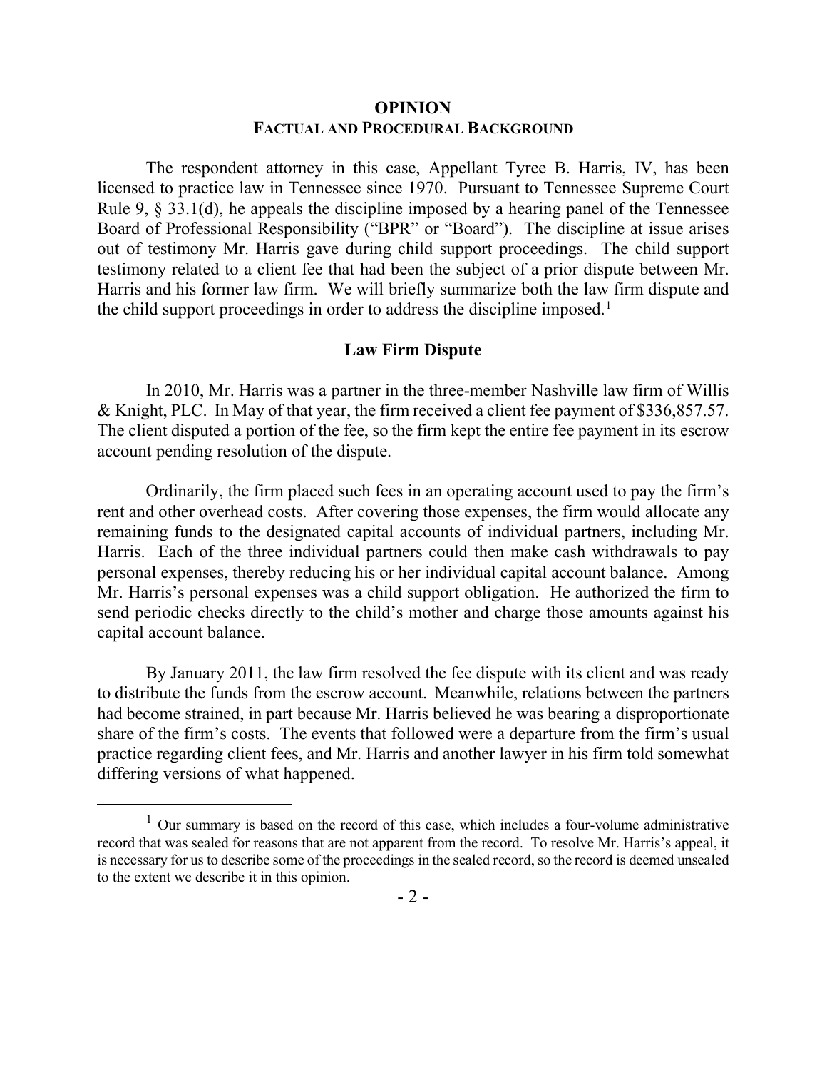# OPINION

## FACTUAL AND PROCEDURAL BACKGROUND

The respondent attorney in this case, Appellant Tyree B. Harris, IV, has been licensed to practice law in Tennessee since 1970. Pursuant to Tennessee Supreme Court Rule 9, § 33.1(d), he appeals the discipline imposed by a hearing panel of the Tennessee Board of Professional Responsibility ("BPR" or "Board"). The discipline at issue arises out of testimony Mr. Harris gave during child support proceedings. The child support testimony related to a client fee that had been the subject of a prior dispute between Mr. Harris and his former law firm. We will briefly summarize both the law firm dispute and the child support proceedings in order to address the discipline imposed.[1]

### Law Firm Dispute

In 2010, Mr. Harris was a partner in the three-member Nashville law firm of Willis & Knight, PLC. In May of that year, the firm received a client fee payment of $336,857.57. The client disputed a portion of the fee, so the firm kept the entire fee payment in its escrow account pending resolution of the dispute.

Ordinarily, the firm placed such fees in an operating account used to pay the firm's rent and other overhead costs. After covering those expenses, the firm would allocate any remaining funds to the designated capital accounts of individual partners, including Mr. Harris. Each of the three individual partners could then make cash withdrawals to pay personal expenses, thereby reducing his or her individual capital account balance. Among Mr. Harris's personal expenses was a child support obligation. He authorized the firm to send periodic checks directly to the child's mother and charge those amounts against his capital account balance.

By January 2011, the law firm resolved the fee dispute with its client and was ready to distribute the funds from the escrow account. Meanwhile, relations between the partners had become strained, in part because Mr. Harris believed he was bearing a disproportionate share of the firm's costs. The events that followed were a departure from the firm's usual practice regarding client fees, and Mr. Harris and another lawyer in his firm told somewhat differing versions of what happened.

---

[1] Our summary is based on the record of this case, which includes a four-volume administrative record that was sealed for reasons that are not apparent from the record. To resolve Mr. Harris's appeal, it is necessary for us to describe some of the proceedings in the sealed record, so the record is deemed unsealed to the extent we describe it in this opinion.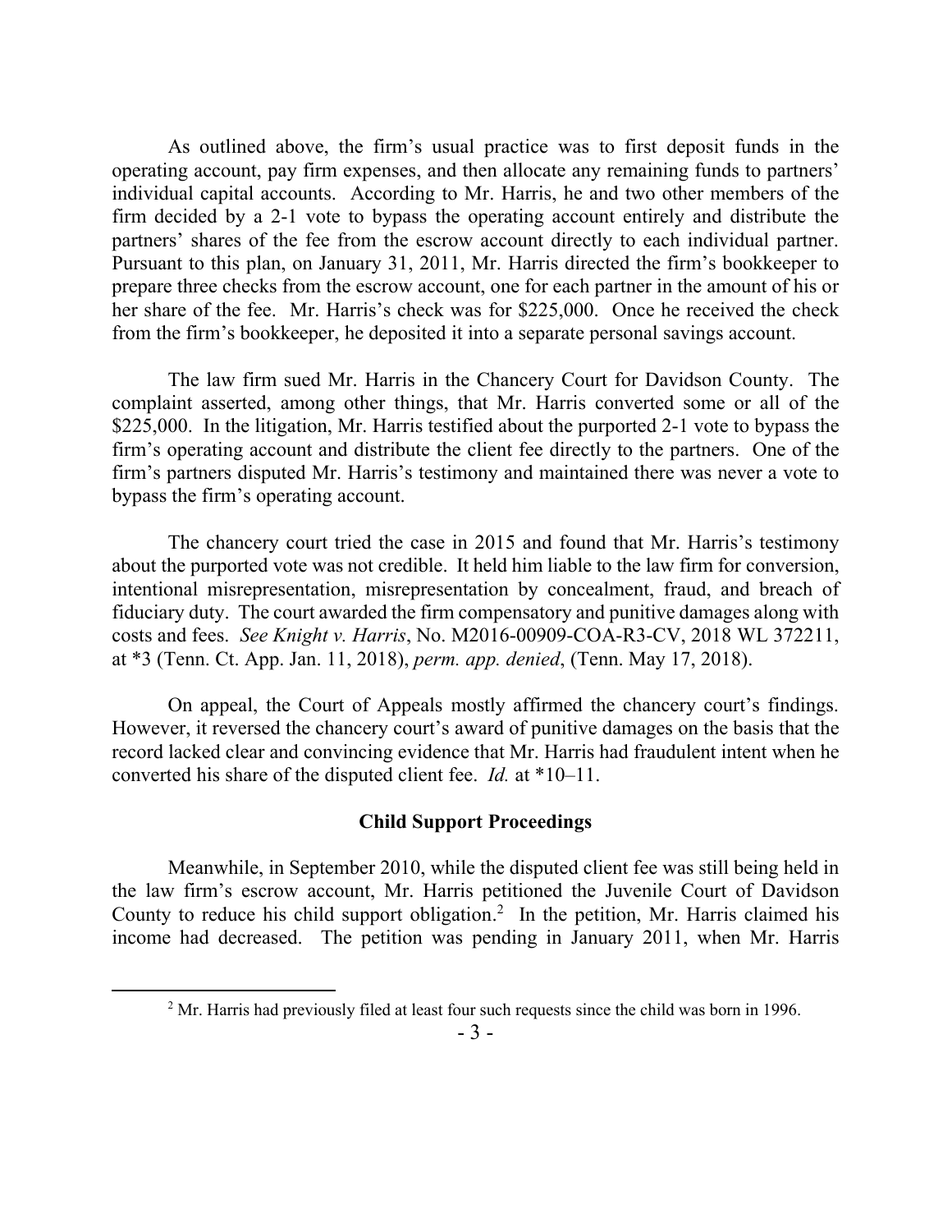As outlined above, the firm's usual practice was to first deposit funds in the operating account, pay firm expenses, and then allocate any remaining funds to partners' individual capital accounts. According to Mr. Harris, he and two other members of the firm decided by a 2-1 vote to bypass the operating account entirely and distribute the partners' shares of the fee from the escrow account directly to each individual partner. Pursuant to this plan, on January 31, 2011, Mr. Harris directed the firm's bookkeeper to prepare three checks from the escrow account, one for each partner in the amount of his or her share of the fee. Mr. Harris's check was for $225,000. Once he received the check from the firm's bookkeeper, he deposited it into a separate personal savings account.

The law firm sued Mr. Harris in the Chancery Court for Davidson County. The complaint asserted, among other things, that Mr. Harris converted some or all of the $225,000. In the litigation, Mr. Harris testified about the purported 2-1 vote to bypass the firm's operating account and distribute the client fee directly to the partners. One of the firm's partners disputed Mr. Harris's testimony and maintained there was never a vote to bypass the firm's operating account.

The chancery court tried the case in 2015 and found that Mr. Harris's testimony about the purported vote was not credible. It held him liable to the law firm for conversion, intentional misrepresentation, misrepresentation by concealment, fraud, and breach of fiduciary duty. The court awarded the firm compensatory and punitive damages along with costs and fees. *See Knight v. Harris*, No. M2016-00909-COA-R3-CV, 2018 WL 372211, at *3 (Tenn. Ct. App. Jan. 11, 2018), *perm. app. denied*, (Tenn. May 17, 2018).

On appeal, the Court of Appeals mostly affirmed the chancery court's findings. However, it reversed the chancery court's award of punitive damages on the basis that the record lacked clear and convincing evidence that Mr. Harris had fraudulent intent when he converted his share of the disputed client fee. *Id.* at *10–11.

### Child Support Proceedings

Meanwhile, in September 2010, while the disputed client fee was still being held in the law firm's escrow account, Mr. Harris petitioned the Juvenile Court of Davidson County to reduce his child support obligation.[2] In the petition, Mr. Harris claimed his income had decreased. The petition was pending in January 2011, when Mr. Harris

[2] Mr. Harris had previously filed at least four such requests since the child was born in 1996.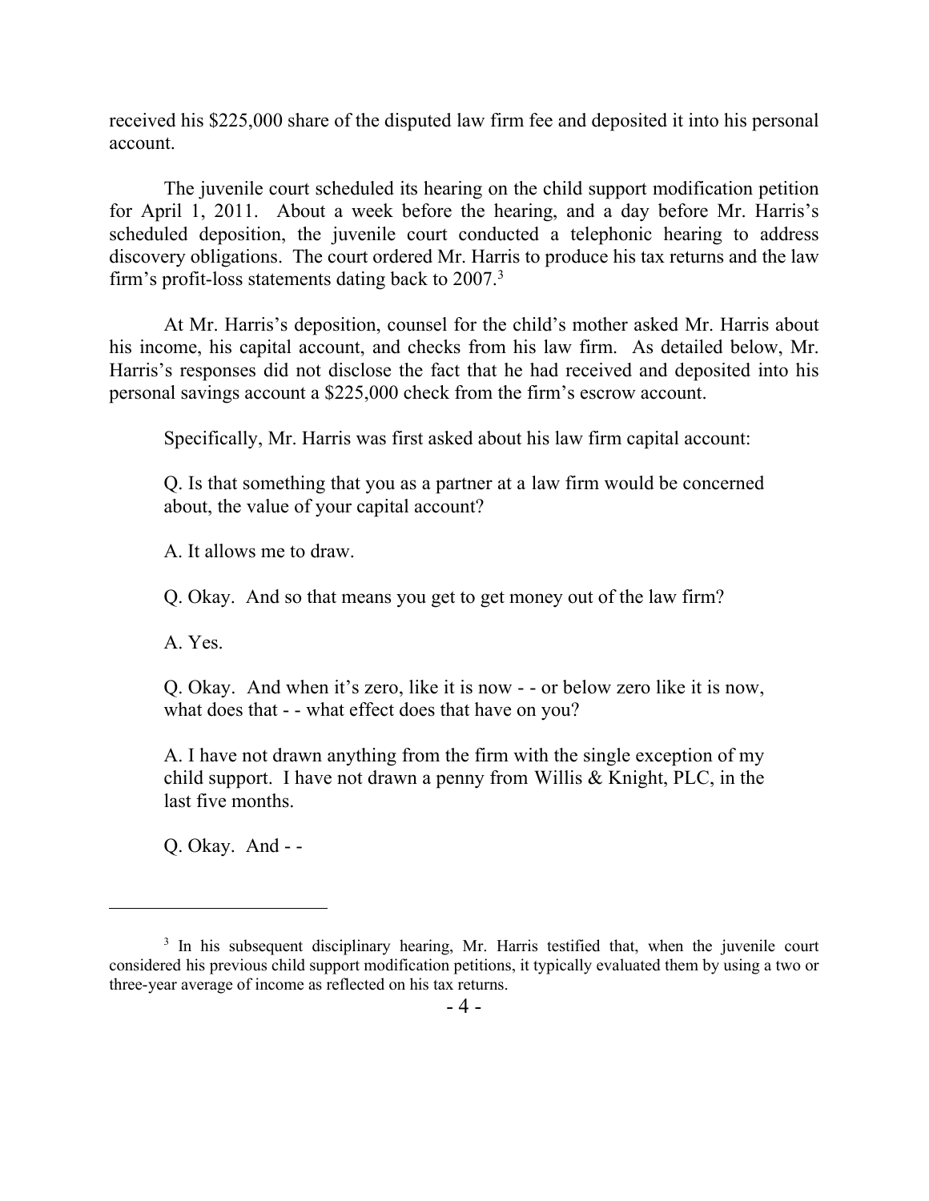received his $225,000 share of the disputed law firm fee and deposited it into his personal account.

The juvenile court scheduled its hearing on the child support modification petition for April 1, 2011. About a week before the hearing, and a day before Mr. Harris's scheduled deposition, the juvenile court conducted a telephonic hearing to address discovery obligations. The court ordered Mr. Harris to produce his tax returns and the law firm's profit-loss statements dating back to 2007.[3]

At Mr. Harris's deposition, counsel for the child's mother asked Mr. Harris about his income, his capital account, and checks from his law firm. As detailed below, Mr. Harris's responses did not disclose the fact that he had received and deposited into his personal savings account a $225,000 check from the firm's escrow account.

Specifically, Mr. Harris was first asked about his law firm capital account:

Q. Is that something that you as a partner at a law firm would be concerned about, the value of your capital account?

A. It allows me to draw.

Q. Okay. And so that means you get to get money out of the law firm?

A. Yes.

Q. Okay. And when it's zero, like it is now - - or below zero like it is now, what does that - - what effect does that have on you?

A. I have not drawn anything from the firm with the single exception of my child support. I have not drawn a penny from Willis & Knight, PLC, in the last five months.

Q. Okay. And - -

---

[3] In his subsequent disciplinary hearing, Mr. Harris testified that, when the juvenile court considered his previous child support modification petitions, it typically evaluated them by using a two or three-year average of income as reflected on his tax returns.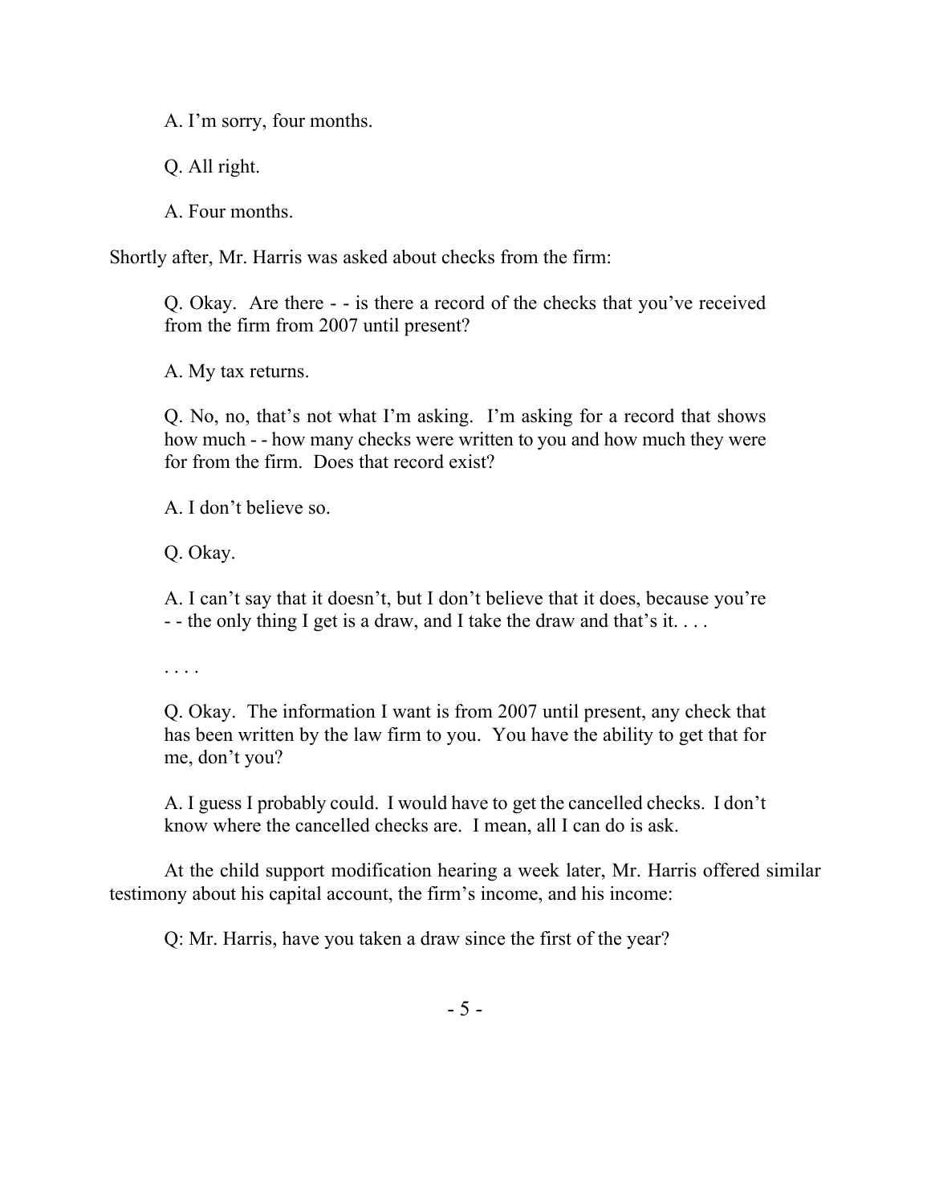A. I'm sorry, four months.

Q. All right.

A. Four months.

Shortly after, Mr. Harris was asked about checks from the firm:

> Q. Okay. Are there - - is there a record of the checks that you've received from the firm from 2007 until present?
>
> A. My tax returns.
>
> Q. No, no, that's not what I'm asking. I'm asking for a record that shows how much - - how many checks were written to you and how much they were for from the firm. Does that record exist?
>
> A. I don't believe so.
>
> Q. Okay.
>
> A. I can't say that it doesn't, but I don't believe that it does, because you're - - the only thing I get is a draw, and I take the draw and that's it. . . .
>
> . . . .
>
> Q. Okay. The information I want is from 2007 until present, any check that has been written by the law firm to you. You have the ability to get that for me, don't you?
>
> A. I guess I probably could. I would have to get the cancelled checks. I don't know where the cancelled checks are. I mean, all I can do is ask.

At the child support modification hearing a week later, Mr. Harris offered similar testimony about his capital account, the firm's income, and his income:

> Q: Mr. Harris, have you taken a draw since the first of the year?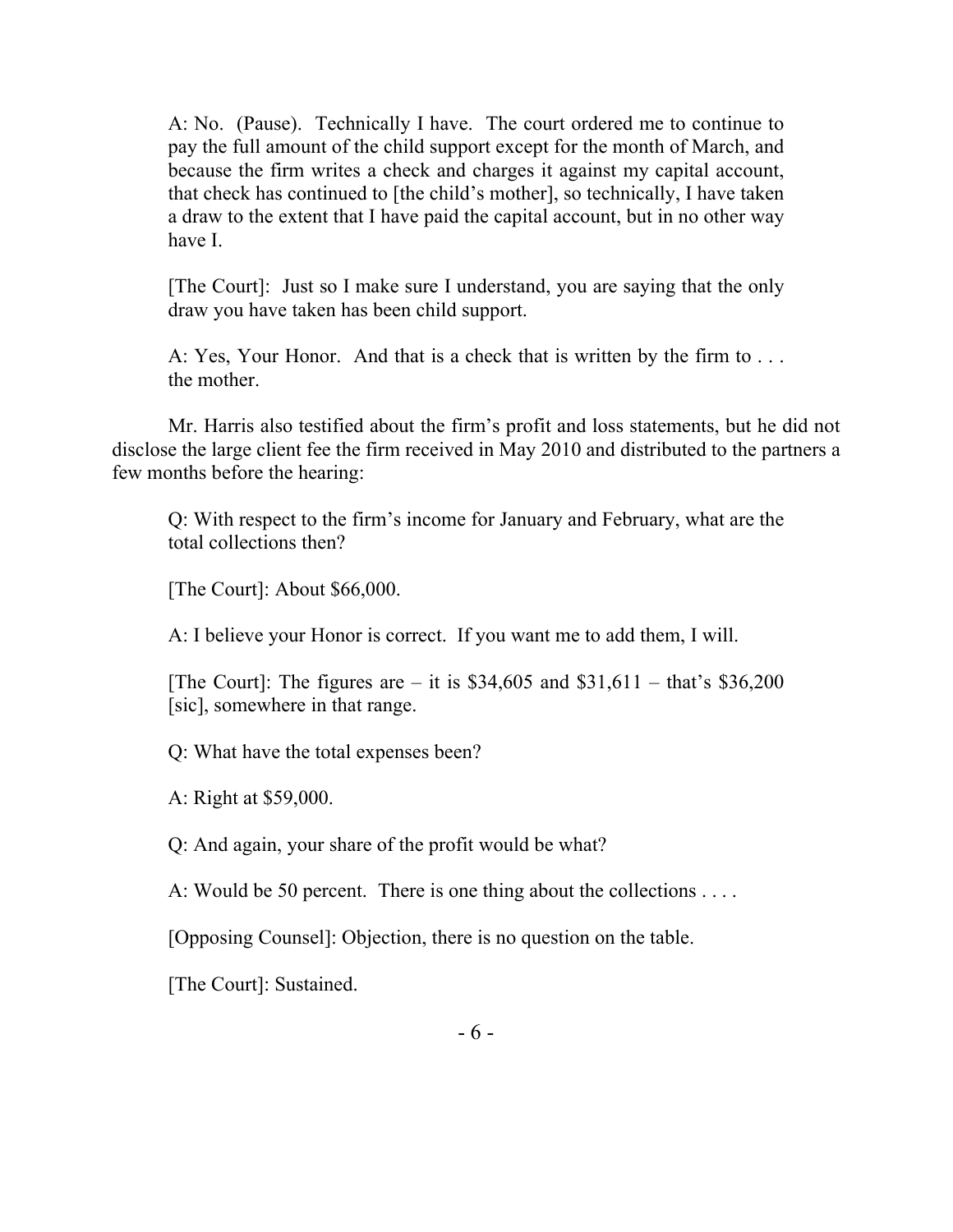A: No. (Pause). Technically I have. The court ordered me to continue to pay the full amount of the child support except for the month of March, and because the firm writes a check and charges it against my capital account, that check has continued to [the child's mother], so technically, I have taken a draw to the extent that I have paid the capital account, but in no other way have I.

[The Court]: Just so I make sure I understand, you are saying that the only draw you have taken has been child support.

A: Yes, Your Honor. And that is a check that is written by the firm to . . . the mother.

Mr. Harris also testified about the firm's profit and loss statements, but he did not disclose the large client fee the firm received in May 2010 and distributed to the partners a few months before the hearing:

Q: With respect to the firm's income for January and February, what are the total collections then?

[The Court]: About $66,000.

A: I believe your Honor is correct. If you want me to add them, I will.

[The Court]: The figures are – it is $34,605 and $31,611 – that's $36,200 [sic], somewhere in that range.

Q: What have the total expenses been?

A: Right at $59,000.

Q: And again, your share of the profit would be what?

A: Would be 50 percent. There is one thing about the collections . . . .

[Opposing Counsel]: Objection, there is no question on the table.

[The Court]: Sustained.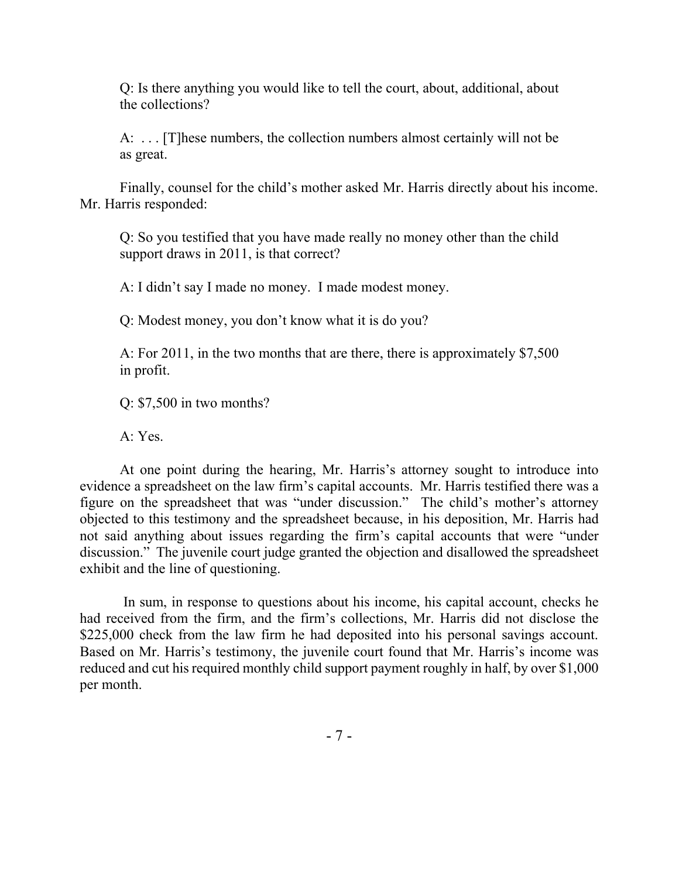> Q: Is there anything you would like to tell the court, about, additional, about the collections?
>
> A: . . . [T]hese numbers, the collection numbers almost certainly will not be as great.

Finally, counsel for the child's mother asked Mr. Harris directly about his income. Mr. Harris responded:

> Q: So you testified that you have made really no money other than the child support draws in 2011, is that correct?
>
> A: I didn't say I made no money. I made modest money.
>
> Q: Modest money, you don't know what it is do you?
>
> A: For 2011, in the two months that are there, there is approximately $7,500 in profit.
>
> Q: $7,500 in two months?
>
> A: Yes.

At one point during the hearing, Mr. Harris's attorney sought to introduce into evidence a spreadsheet on the law firm's capital accounts. Mr. Harris testified there was a figure on the spreadsheet that was "under discussion." The child's mother's attorney objected to this testimony and the spreadsheet because, in his deposition, Mr. Harris had not said anything about issues regarding the firm's capital accounts that were "under discussion." The juvenile court judge granted the objection and disallowed the spreadsheet exhibit and the line of questioning.

In sum, in response to questions about his income, his capital account, checks he had received from the firm, and the firm's collections, Mr. Harris did not disclose the $225,000 check from the law firm he had deposited into his personal savings account. Based on Mr. Harris's testimony, the juvenile court found that Mr. Harris's income was reduced and cut his required monthly child support payment roughly in half, by over $1,000 per month.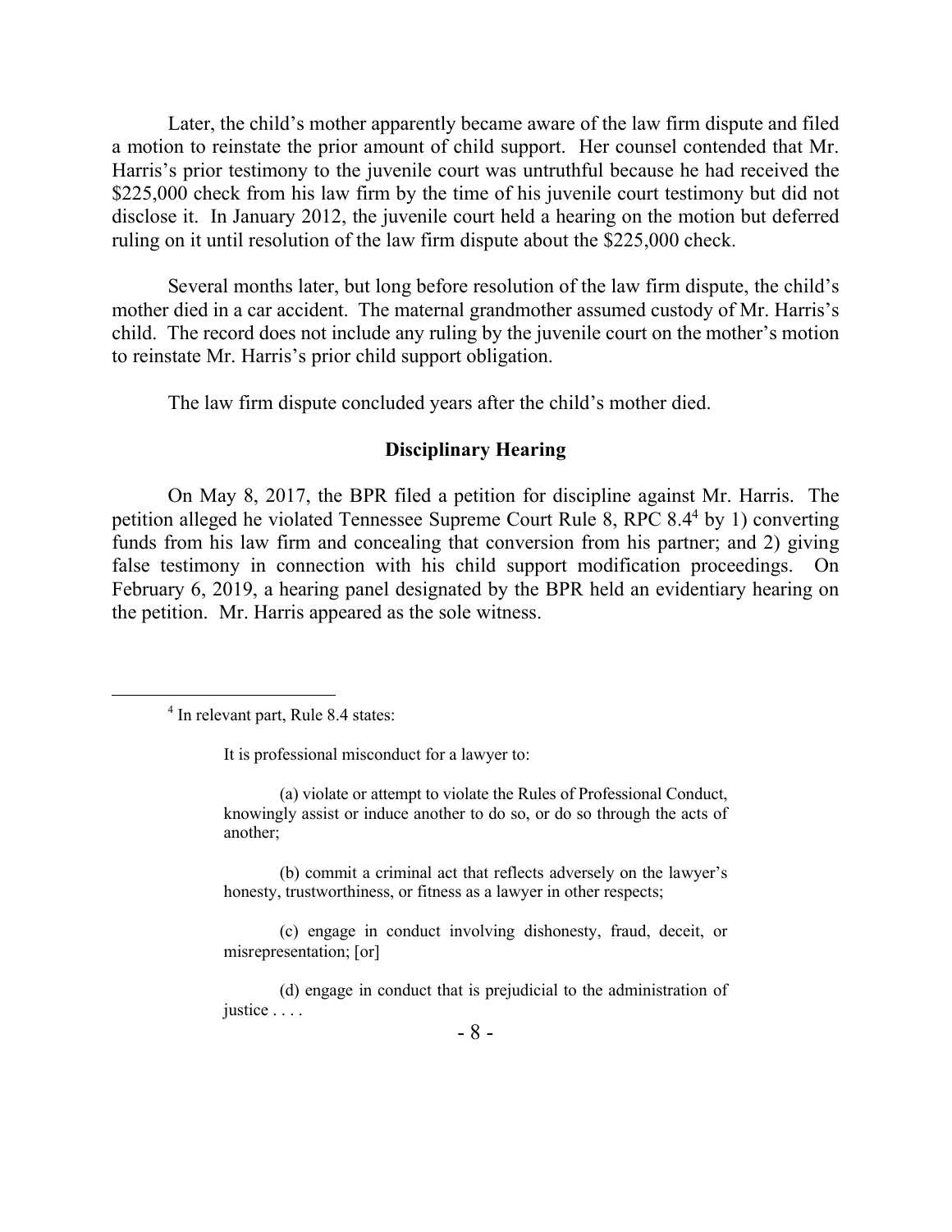Later, the child's mother apparently became aware of the law firm dispute and filed a motion to reinstate the prior amount of child support. Her counsel contended that Mr. Harris's prior testimony to the juvenile court was untruthful because he had received the $225,000 check from his law firm by the time of his juvenile court testimony but did not disclose it. In January 2012, the juvenile court held a hearing on the motion but deferred ruling on it until resolution of the law firm dispute about the $225,000 check.

Several months later, but long before resolution of the law firm dispute, the child's mother died in a car accident. The maternal grandmother assumed custody of Mr. Harris's child. The record does not include any ruling by the juvenile court on the mother's motion to reinstate Mr. Harris's prior child support obligation.

The law firm dispute concluded years after the child's mother died.

## Disciplinary Hearing

On May 8, 2017, the BPR filed a petition for discipline against Mr. Harris. The petition alleged he violated Tennessee Supreme Court Rule 8, RPC 8.4[4] by 1) converting funds from his law firm and concealing that conversion from his partner; and 2) giving false testimony in connection with his child support modification proceedings. On February 6, 2019, a hearing panel designated by the BPR held an evidentiary hearing on the petition. Mr. Harris appeared as the sole witness.

---

[4] In relevant part, Rule 8.4 states:

> It is professional misconduct for a lawyer to:
>
> (a) violate or attempt to violate the Rules of Professional Conduct, knowingly assist or induce another to do so, or do so through the acts of another;
>
> (b) commit a criminal act that reflects adversely on the lawyer's honesty, trustworthiness, or fitness as a lawyer in other respects;
>
> (c) engage in conduct involving dishonesty, fraud, deceit, or misrepresentation; [or]
>
> (d) engage in conduct that is prejudicial to the administration of justice . . . .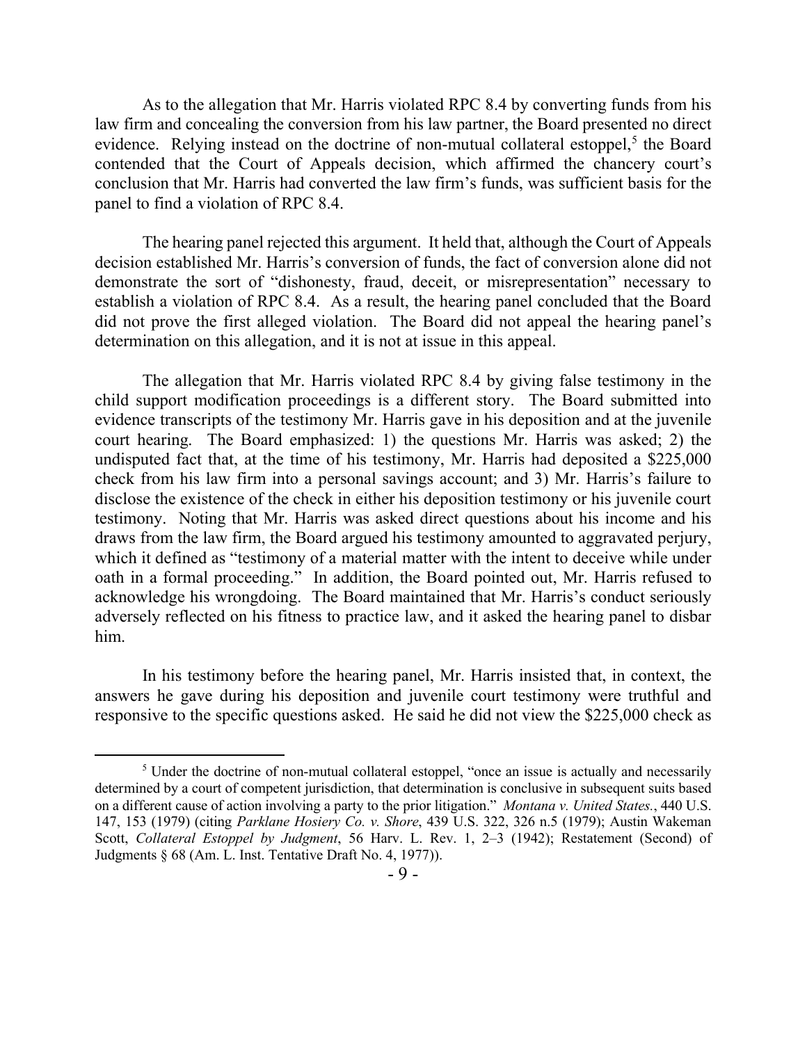As to the allegation that Mr. Harris violated RPC 8.4 by converting funds from his law firm and concealing the conversion from his law partner, the Board presented no direct evidence. Relying instead on the doctrine of non-mutual collateral estoppel,[5] the Board contended that the Court of Appeals decision, which affirmed the chancery court's conclusion that Mr. Harris had converted the law firm's funds, was sufficient basis for the panel to find a violation of RPC 8.4.

The hearing panel rejected this argument. It held that, although the Court of Appeals decision established Mr. Harris's conversion of funds, the fact of conversion alone did not demonstrate the sort of "dishonesty, fraud, deceit, or misrepresentation" necessary to establish a violation of RPC 8.4. As a result, the hearing panel concluded that the Board did not prove the first alleged violation. The Board did not appeal the hearing panel's determination on this allegation, and it is not at issue in this appeal.

The allegation that Mr. Harris violated RPC 8.4 by giving false testimony in the child support modification proceedings is a different story. The Board submitted into evidence transcripts of the testimony Mr. Harris gave in his deposition and at the juvenile court hearing. The Board emphasized: 1) the questions Mr. Harris was asked; 2) the undisputed fact that, at the time of his testimony, Mr. Harris had deposited a \$225,000 check from his law firm into a personal savings account; and 3) Mr. Harris's failure to disclose the existence of the check in either his deposition testimony or his juvenile court testimony. Noting that Mr. Harris was asked direct questions about his income and his draws from the law firm, the Board argued his testimony amounted to aggravated perjury, which it defined as "testimony of a material matter with the intent to deceive while under oath in a formal proceeding." In addition, the Board pointed out, Mr. Harris refused to acknowledge his wrongdoing. The Board maintained that Mr. Harris's conduct seriously adversely reflected on his fitness to practice law, and it asked the hearing panel to disbar him.

In his testimony before the hearing panel, Mr. Harris insisted that, in context, the answers he gave during his deposition and juvenile court testimony were truthful and responsive to the specific questions asked. He said he did not view the \$225,000 check as

---

[5] Under the doctrine of non-mutual collateral estoppel, "once an issue is actually and necessarily determined by a court of competent jurisdiction, that determination is conclusive in subsequent suits based on a different cause of action involving a party to the prior litigation." *Montana v. United States.*, 440 U.S. 147, 153 (1979) (citing *Parklane Hosiery Co. v. Shore*, 439 U.S. 322, 326 n.5 (1979); Austin Wakeman Scott, *Collateral Estoppel by Judgment*, 56 Harv. L. Rev. 1, 2–3 (1942); Restatement (Second) of Judgments § 68 (Am. L. Inst. Tentative Draft No. 4, 1977)).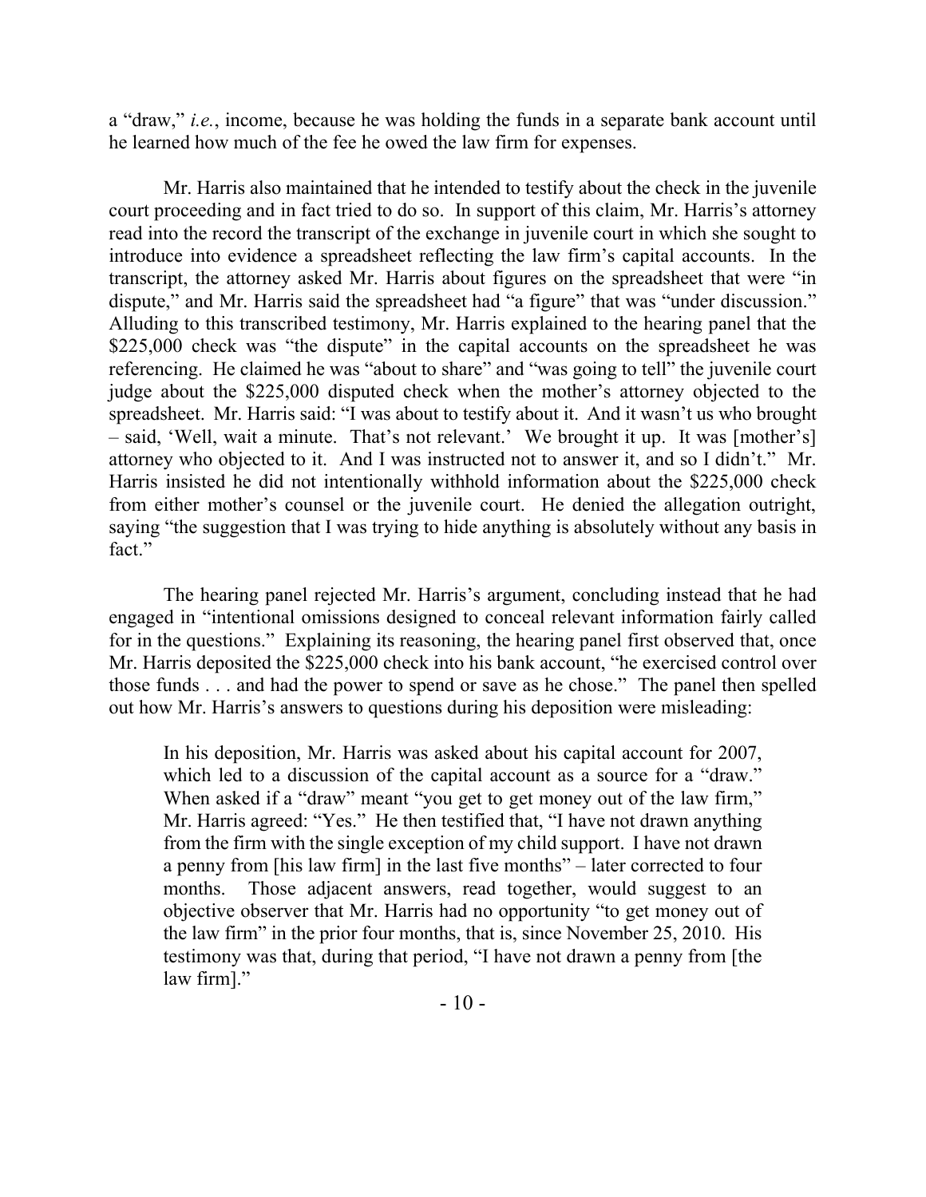a "draw," *i.e.*, income, because he was holding the funds in a separate bank account until he learned how much of the fee he owed the law firm for expenses.

Mr. Harris also maintained that he intended to testify about the check in the juvenile court proceeding and in fact tried to do so. In support of this claim, Mr. Harris's attorney read into the record the transcript of the exchange in juvenile court in which she sought to introduce into evidence a spreadsheet reflecting the law firm's capital accounts. In the transcript, the attorney asked Mr. Harris about figures on the spreadsheet that were "in dispute," and Mr. Harris said the spreadsheet had "a figure" that was "under discussion." Alluding to this transcribed testimony, Mr. Harris explained to the hearing panel that the $225,000 check was "the dispute" in the capital accounts on the spreadsheet he was referencing. He claimed he was "about to share" and "was going to tell" the juvenile court judge about the $225,000 disputed check when the mother's attorney objected to the spreadsheet. Mr. Harris said: "I was about to testify about it. And it wasn't us who brought – said, 'Well, wait a minute. That's not relevant.' We brought it up. It was [mother's] attorney who objected to it. And I was instructed not to answer it, and so I didn't." Mr. Harris insisted he did not intentionally withhold information about the $225,000 check from either mother's counsel or the juvenile court. He denied the allegation outright, saying "the suggestion that I was trying to hide anything is absolutely without any basis in fact."

The hearing panel rejected Mr. Harris's argument, concluding instead that he had engaged in "intentional omissions designed to conceal relevant information fairly called for in the questions." Explaining its reasoning, the hearing panel first observed that, once Mr. Harris deposited the $225,000 check into his bank account, "he exercised control over those funds . . . and had the power to spend or save as he chose." The panel then spelled out how Mr. Harris's answers to questions during his deposition were misleading:

> In his deposition, Mr. Harris was asked about his capital account for 2007, which led to a discussion of the capital account as a source for a "draw." When asked if a "draw" meant "you get to get money out of the law firm," Mr. Harris agreed: "Yes." He then testified that, "I have not drawn anything from the firm with the single exception of my child support. I have not drawn a penny from [his law firm] in the last five months" – later corrected to four months. Those adjacent answers, read together, would suggest to an objective observer that Mr. Harris had no opportunity "to get money out of the law firm" in the prior four months, that is, since November 25, 2010. His testimony was that, during that period, "I have not drawn a penny from [the law firm]."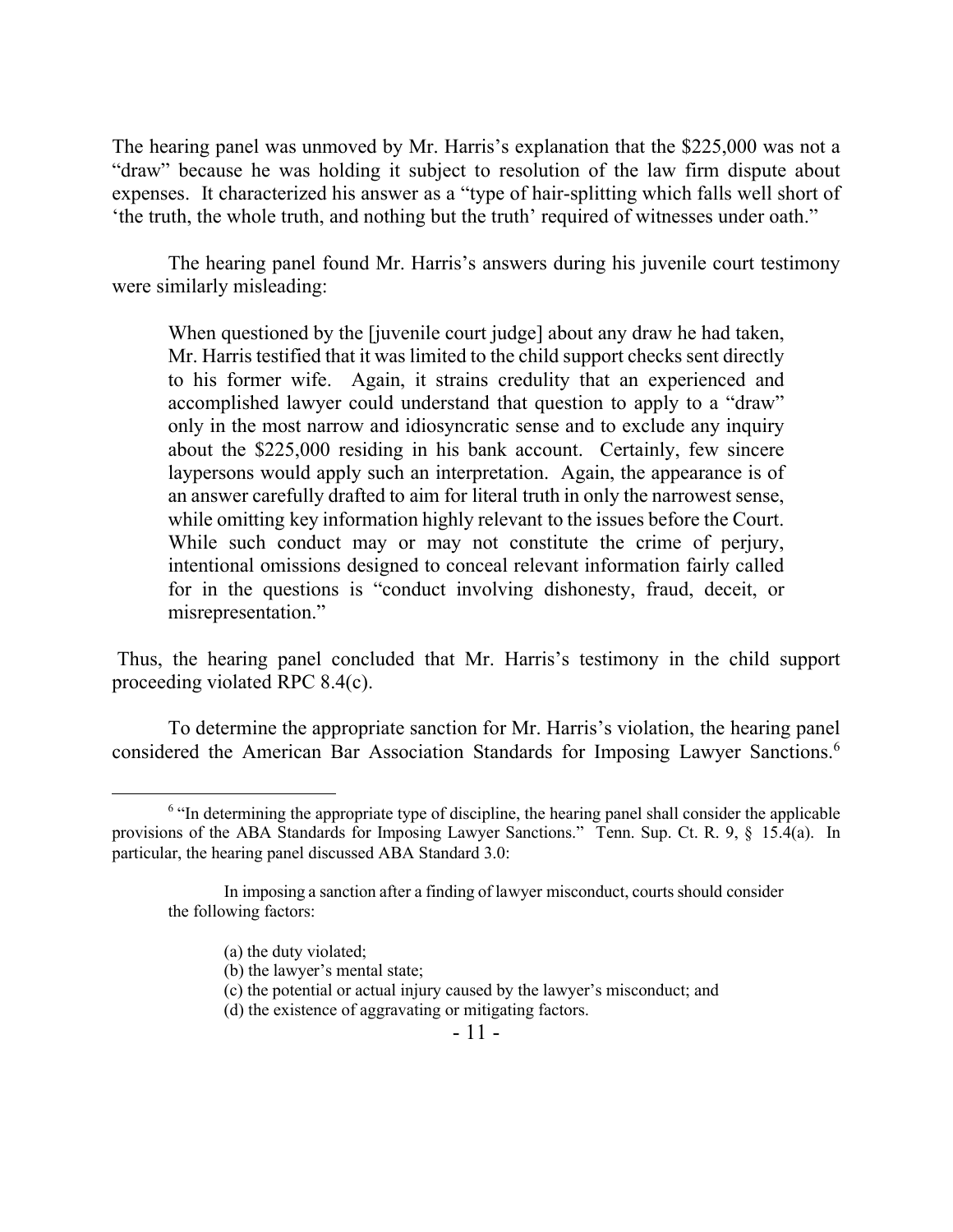The hearing panel was unmoved by Mr. Harris's explanation that the $225,000 was not a "draw" because he was holding it subject to resolution of the law firm dispute about expenses. It characterized his answer as a "type of hair-splitting which falls well short of 'the truth, the whole truth, and nothing but the truth' required of witnesses under oath."

The hearing panel found Mr. Harris's answers during his juvenile court testimony were similarly misleading:

> When questioned by the [juvenile court judge] about any draw he had taken, Mr. Harris testified that it was limited to the child support checks sent directly to his former wife. Again, it strains credulity that an experienced and accomplished lawyer could understand that question to apply to a "draw" only in the most narrow and idiosyncratic sense and to exclude any inquiry about the $225,000 residing in his bank account. Certainly, few sincere laypersons would apply such an interpretation. Again, the appearance is of an answer carefully drafted to aim for literal truth in only the narrowest sense, while omitting key information highly relevant to the issues before the Court. While such conduct may or may not constitute the crime of perjury, intentional omissions designed to conceal relevant information fairly called for in the questions is "conduct involving dishonesty, fraud, deceit, or misrepresentation."

Thus, the hearing panel concluded that Mr. Harris's testimony in the child support proceeding violated RPC 8.4(c).

To determine the appropriate sanction for Mr. Harris's violation, the hearing panel considered the American Bar Association Standards for Imposing Lawyer Sanctions.[6]

---

[6] "In determining the appropriate type of discipline, the hearing panel shall consider the applicable provisions of the ABA Standards for Imposing Lawyer Sanctions." Tenn. Sup. Ct. R. 9, § 15.4(a). In particular, the hearing panel discussed ABA Standard 3.0:

> In imposing a sanction after a finding of lawyer misconduct, courts should consider the following factors:
>
> (a) the duty violated;
> (b) the lawyer's mental state;
> (c) the potential or actual injury caused by the lawyer's misconduct; and
> (d) the existence of aggravating or mitigating factors.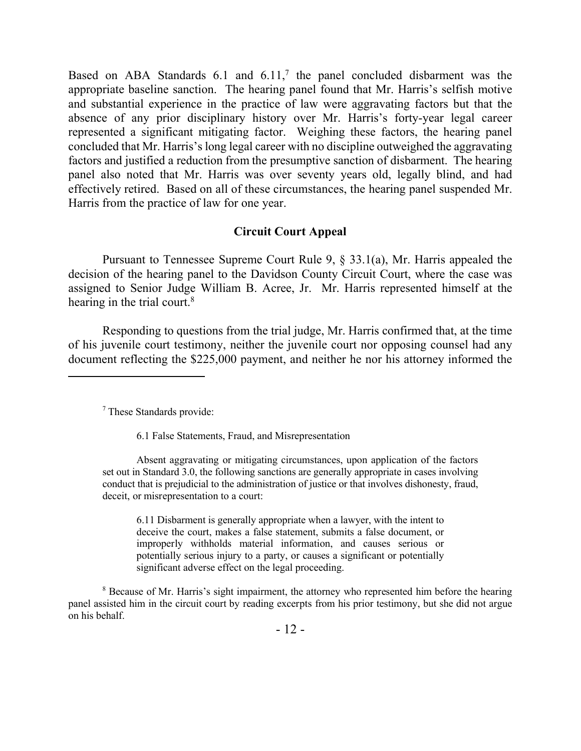Based on ABA Standards 6.1 and 6.11,[7] the panel concluded disbarment was the appropriate baseline sanction. The hearing panel found that Mr. Harris's selfish motive and substantial experience in the practice of law were aggravating factors but that the absence of any prior disciplinary history over Mr. Harris's forty-year legal career represented a significant mitigating factor. Weighing these factors, the hearing panel concluded that Mr. Harris's long legal career with no discipline outweighed the aggravating factors and justified a reduction from the presumptive sanction of disbarment. The hearing panel also noted that Mr. Harris was over seventy years old, legally blind, and had effectively retired. Based on all of these circumstances, the hearing panel suspended Mr. Harris from the practice of law for one year.

### Circuit Court Appeal

Pursuant to Tennessee Supreme Court Rule 9, § 33.1(a), Mr. Harris appealed the decision of the hearing panel to the Davidson County Circuit Court, where the case was assigned to Senior Judge William B. Acree, Jr. Mr. Harris represented himself at the hearing in the trial court.[8]

Responding to questions from the trial judge, Mr. Harris confirmed that, at the time of his juvenile court testimony, neither the juvenile court nor opposing counsel had any document reflecting the $225,000 payment, and neither he nor his attorney informed the

---

[7] These Standards provide:

> 6.1 False Statements, Fraud, and Misrepresentation
>
> Absent aggravating or mitigating circumstances, upon application of the factors set out in Standard 3.0, the following sanctions are generally appropriate in cases involving conduct that is prejudicial to the administration of justice or that involves dishonesty, fraud, deceit, or misrepresentation to a court:
>
> > 6.11 Disbarment is generally appropriate when a lawyer, with the intent to deceive the court, makes a false statement, submits a false document, or improperly withholds material information, and causes serious or potentially serious injury to a party, or causes a significant or potentially significant adverse effect on the legal proceeding.

[8] Because of Mr. Harris's sight impairment, the attorney who represented him before the hearing panel assisted him in the circuit court by reading excerpts from his prior testimony, but she did not argue on his behalf.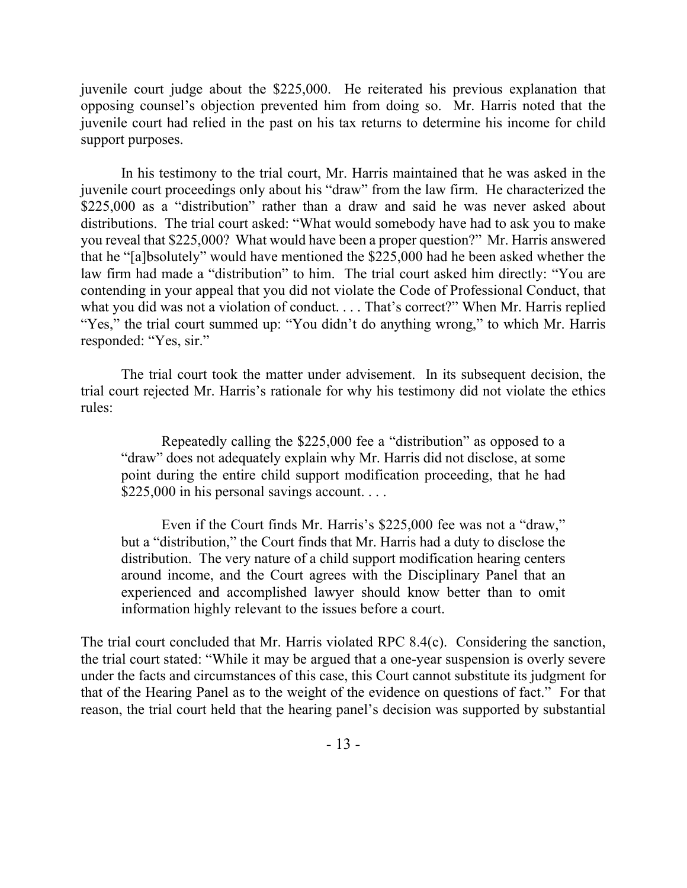juvenile court judge about the $225,000. He reiterated his previous explanation that opposing counsel's objection prevented him from doing so. Mr. Harris noted that the juvenile court had relied in the past on his tax returns to determine his income for child support purposes.

In his testimony to the trial court, Mr. Harris maintained that he was asked in the juvenile court proceedings only about his "draw" from the law firm. He characterized the $225,000 as a "distribution" rather than a draw and said he was never asked about distributions. The trial court asked: "What would somebody have had to ask you to make you reveal that $225,000? What would have been a proper question?" Mr. Harris answered that he "[a]bsolutely" would have mentioned the $225,000 had he been asked whether the law firm had made a "distribution" to him. The trial court asked him directly: "You are contending in your appeal that you did not violate the Code of Professional Conduct, that what you did was not a violation of conduct. . . . That's correct?" When Mr. Harris replied "Yes," the trial court summed up: "You didn't do anything wrong," to which Mr. Harris responded: "Yes, sir."

The trial court took the matter under advisement. In its subsequent decision, the trial court rejected Mr. Harris's rationale for why his testimony did not violate the ethics rules:

> Repeatedly calling the $225,000 fee a "distribution" as opposed to a "draw" does not adequately explain why Mr. Harris did not disclose, at some point during the entire child support modification proceeding, that he had $225,000 in his personal savings account. . . .
>
> Even if the Court finds Mr. Harris's $225,000 fee was not a "draw," but a "distribution," the Court finds that Mr. Harris had a duty to disclose the distribution. The very nature of a child support modification hearing centers around income, and the Court agrees with the Disciplinary Panel that an experienced and accomplished lawyer should know better than to omit information highly relevant to the issues before a court.

The trial court concluded that Mr. Harris violated RPC 8.4(c). Considering the sanction, the trial court stated: "While it may be argued that a one-year suspension is overly severe under the facts and circumstances of this case, this Court cannot substitute its judgment for that of the Hearing Panel as to the weight of the evidence on questions of fact." For that reason, the trial court held that the hearing panel's decision was supported by substantial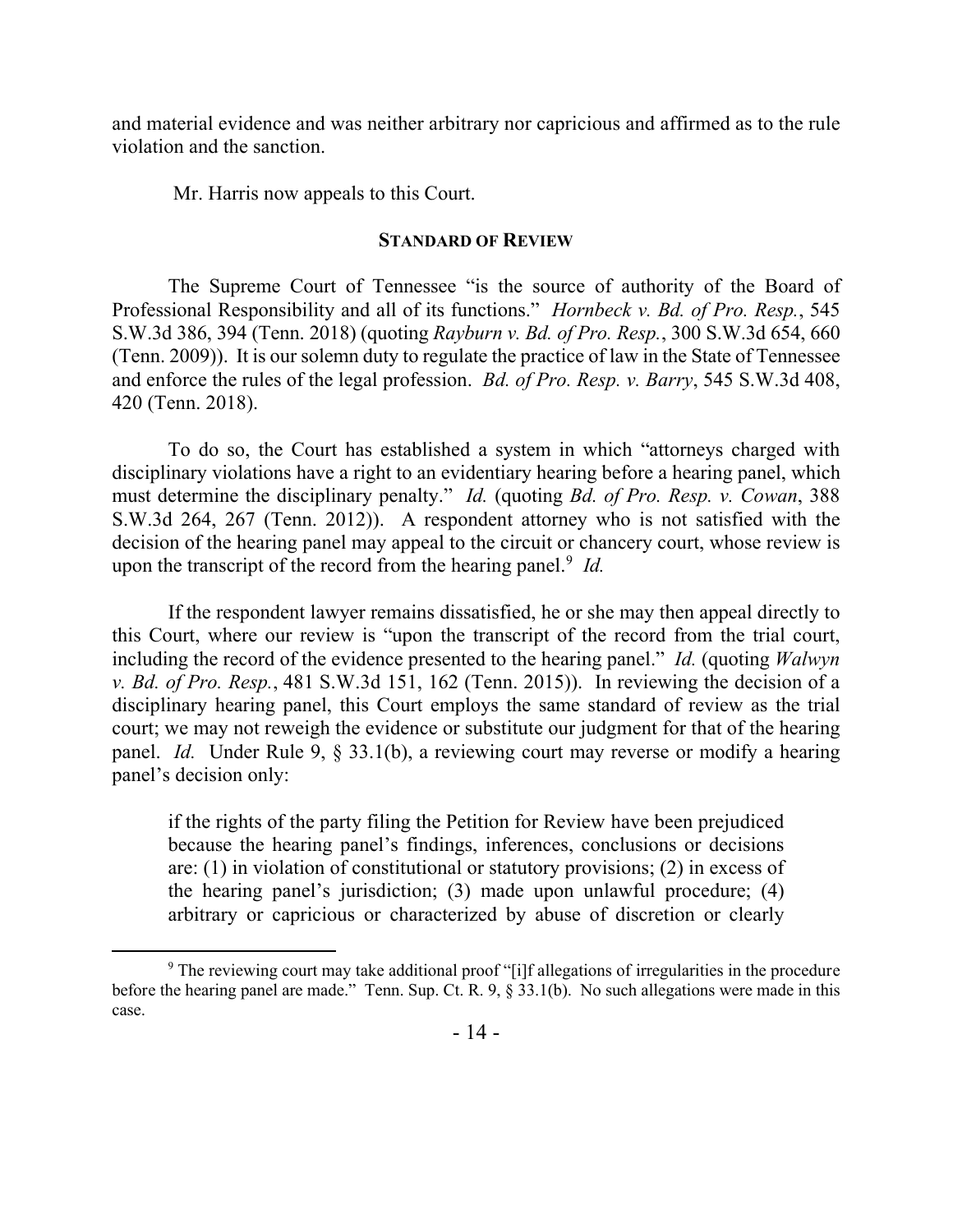and material evidence and was neither arbitrary nor capricious and affirmed as to the rule violation and the sanction.

Mr. Harris now appeals to this Court.

## STANDARD OF REVIEW

The Supreme Court of Tennessee "is the source of authority of the Board of Professional Responsibility and all of its functions." *Hornbeck v. Bd. of Pro. Resp.*, 545 S.W.3d 386, 394 (Tenn. 2018) (quoting *Rayburn v. Bd. of Pro. Resp.*, 300 S.W.3d 654, 660 (Tenn. 2009)). It is our solemn duty to regulate the practice of law in the State of Tennessee and enforce the rules of the legal profession. *Bd. of Pro. Resp. v. Barry*, 545 S.W.3d 408, 420 (Tenn. 2018).

To do so, the Court has established a system in which "attorneys charged with disciplinary violations have a right to an evidentiary hearing before a hearing panel, which must determine the disciplinary penalty." *Id.* (quoting *Bd. of Pro. Resp. v. Cowan*, 388 S.W.3d 264, 267 (Tenn. 2012)). A respondent attorney who is not satisfied with the decision of the hearing panel may appeal to the circuit or chancery court, whose review is upon the transcript of the record from the hearing panel.[9] *Id.*

If the respondent lawyer remains dissatisfied, he or she may then appeal directly to this Court, where our review is "upon the transcript of the record from the trial court, including the record of the evidence presented to the hearing panel." *Id.* (quoting *Walwyn v. Bd. of Pro. Resp.*, 481 S.W.3d 151, 162 (Tenn. 2015)). In reviewing the decision of a disciplinary hearing panel, this Court employs the same standard of review as the trial court; we may not reweigh the evidence or substitute our judgment for that of the hearing panel. *Id.* Under Rule 9, § 33.1(b), a reviewing court may reverse or modify a hearing panel's decision only:

> if the rights of the party filing the Petition for Review have been prejudiced because the hearing panel's findings, inferences, conclusions or decisions are: (1) in violation of constitutional or statutory provisions; (2) in excess of the hearing panel's jurisdiction; (3) made upon unlawful procedure; (4) arbitrary or capricious or characterized by abuse of discretion or clearly

---

[9] The reviewing court may take additional proof "[i]f allegations of irregularities in the procedure before the hearing panel are made." Tenn. Sup. Ct. R. 9, § 33.1(b). No such allegations were made in this case.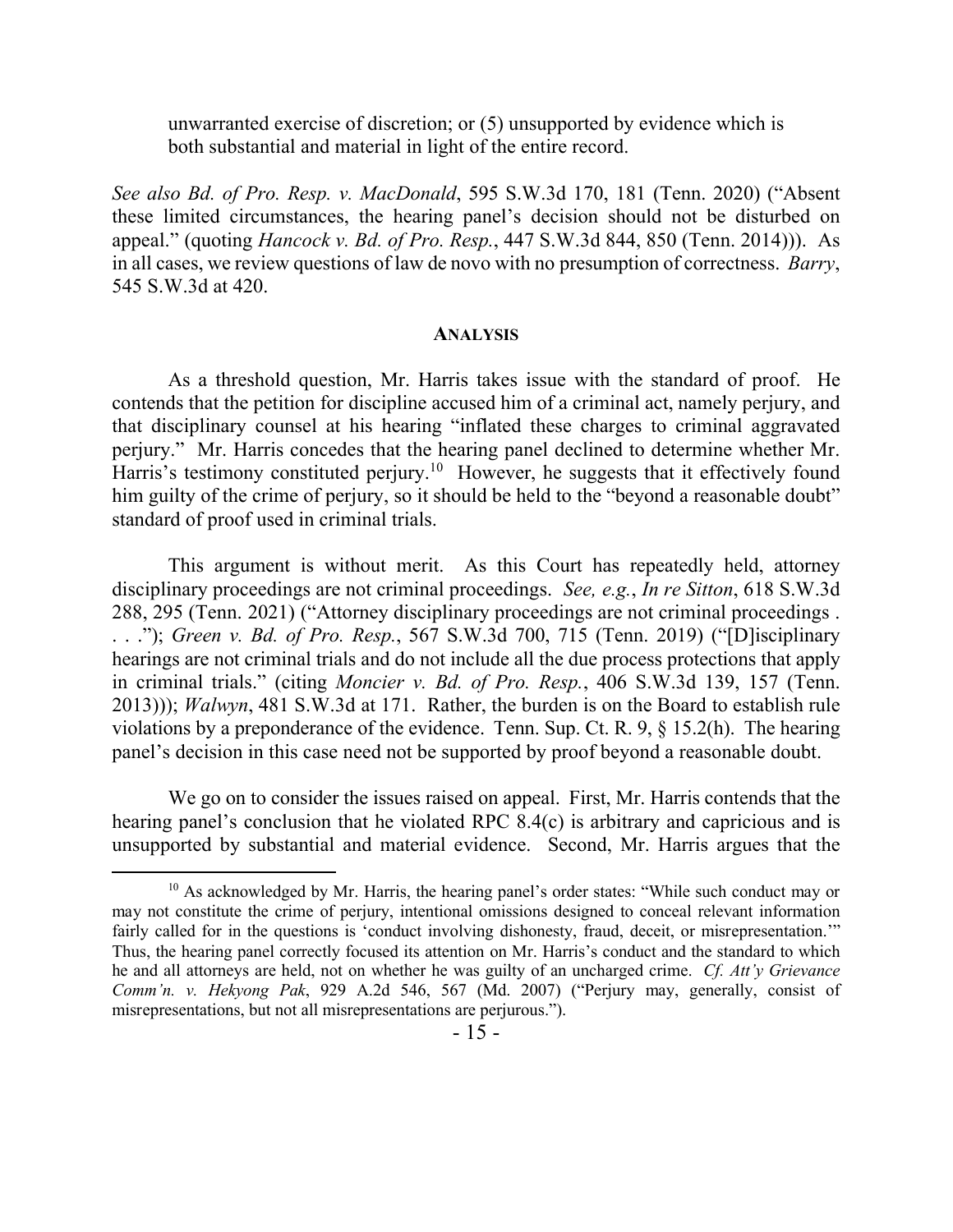unwarranted exercise of discretion; or (5) unsupported by evidence which is both substantial and material in light of the entire record.

*See also Bd. of Pro. Resp. v. MacDonald*, 595 S.W.3d 170, 181 (Tenn. 2020) ("Absent these limited circumstances, the hearing panel's decision should not be disturbed on appeal." (quoting *Hancock v. Bd. of Pro. Resp.*, 447 S.W.3d 844, 850 (Tenn. 2014))). As in all cases, we review questions of law de novo with no presumption of correctness. *Barry*, 545 S.W.3d at 420.

## ANALYSIS

As a threshold question, Mr. Harris takes issue with the standard of proof. He contends that the petition for discipline accused him of a criminal act, namely perjury, and that disciplinary counsel at his hearing "inflated these charges to criminal aggravated perjury." Mr. Harris concedes that the hearing panel declined to determine whether Mr. Harris's testimony constituted perjury.[10] However, he suggests that it effectively found him guilty of the crime of perjury, so it should be held to the "beyond a reasonable doubt" standard of proof used in criminal trials.

This argument is without merit. As this Court has repeatedly held, attorney disciplinary proceedings are not criminal proceedings. *See, e.g.*, *In re Sitton*, 618 S.W.3d 288, 295 (Tenn. 2021) ("Attorney disciplinary proceedings are not criminal proceedings . . . ."); *Green v. Bd. of Pro. Resp.*, 567 S.W.3d 700, 715 (Tenn. 2019) ("[D]isciplinary hearings are not criminal trials and do not include all the due process protections that apply in criminal trials." (citing *Moncier v. Bd. of Pro. Resp.*, 406 S.W.3d 139, 157 (Tenn. 2013))); *Walwyn*, 481 S.W.3d at 171. Rather, the burden is on the Board to establish rule violations by a preponderance of the evidence. Tenn. Sup. Ct. R. 9, § 15.2(h). The hearing panel's decision in this case need not be supported by proof beyond a reasonable doubt.

We go on to consider the issues raised on appeal. First, Mr. Harris contends that the hearing panel's conclusion that he violated RPC 8.4(c) is arbitrary and capricious and is unsupported by substantial and material evidence. Second, Mr. Harris argues that the

---

[10] As acknowledged by Mr. Harris, the hearing panel's order states: "While such conduct may or may not constitute the crime of perjury, intentional omissions designed to conceal relevant information fairly called for in the questions is 'conduct involving dishonesty, fraud, deceit, or misrepresentation.'" Thus, the hearing panel correctly focused its attention on Mr. Harris's conduct and the standard to which he and all attorneys are held, not on whether he was guilty of an uncharged crime. *Cf. Att'y Grievance Comm'n. v. Hekyong Pak*, 929 A.2d 546, 567 (Md. 2007) ("Perjury may, generally, consist of misrepresentations, but not all misrepresentations are perjurous.").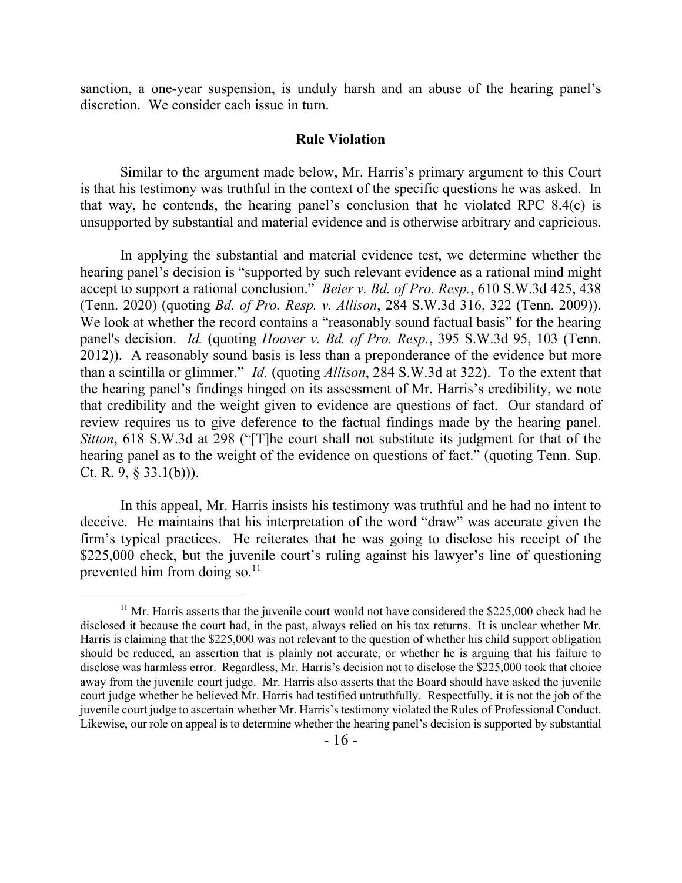sanction, a one-year suspension, is unduly harsh and an abuse of the hearing panel's discretion. We consider each issue in turn.

## Rule Violation

Similar to the argument made below, Mr. Harris's primary argument to this Court is that his testimony was truthful in the context of the specific questions he was asked. In that way, he contends, the hearing panel's conclusion that he violated RPC 8.4(c) is unsupported by substantial and material evidence and is otherwise arbitrary and capricious.

In applying the substantial and material evidence test, we determine whether the hearing panel's decision is "supported by such relevant evidence as a rational mind might accept to support a rational conclusion." *Beier v. Bd. of Pro. Resp.*, 610 S.W.3d 425, 438 (Tenn. 2020) (quoting *Bd. of Pro. Resp. v. Allison*, 284 S.W.3d 316, 322 (Tenn. 2009)). We look at whether the record contains a "reasonably sound factual basis" for the hearing panel's decision. *Id.* (quoting *Hoover v. Bd. of Pro. Resp.*, 395 S.W.3d 95, 103 (Tenn. 2012)). A reasonably sound basis is less than a preponderance of the evidence but more than a scintilla or glimmer." *Id.* (quoting *Allison*, 284 S.W.3d at 322). To the extent that the hearing panel's findings hinged on its assessment of Mr. Harris's credibility, we note that credibility and the weight given to evidence are questions of fact. Our standard of review requires us to give deference to the factual findings made by the hearing panel. *Sitton*, 618 S.W.3d at 298 ("[T]he court shall not substitute its judgment for that of the hearing panel as to the weight of the evidence on questions of fact." (quoting Tenn. Sup. Ct. R. 9, § 33.1(b))).

In this appeal, Mr. Harris insists his testimony was truthful and he had no intent to deceive. He maintains that his interpretation of the word "draw" was accurate given the firm's typical practices. He reiterates that he was going to disclose his receipt of the $225,000 check, but the juvenile court's ruling against his lawyer's line of questioning prevented him from doing so.[11]

[11] Mr. Harris asserts that the juvenile court would not have considered the $225,000 check had he disclosed it because the court had, in the past, always relied on his tax returns. It is unclear whether Mr. Harris is claiming that the $225,000 was not relevant to the question of whether his child support obligation should be reduced, an assertion that is plainly not accurate, or whether he is arguing that his failure to disclose was harmless error. Regardless, Mr. Harris's decision not to disclose the $225,000 took that choice away from the juvenile court judge. Mr. Harris also asserts that the Board should have asked the juvenile court judge whether he believed Mr. Harris had testified untruthfully. Respectfully, it is not the job of the juvenile court judge to ascertain whether Mr. Harris's testimony violated the Rules of Professional Conduct. Likewise, our role on appeal is to determine whether the hearing panel's decision is supported by substantial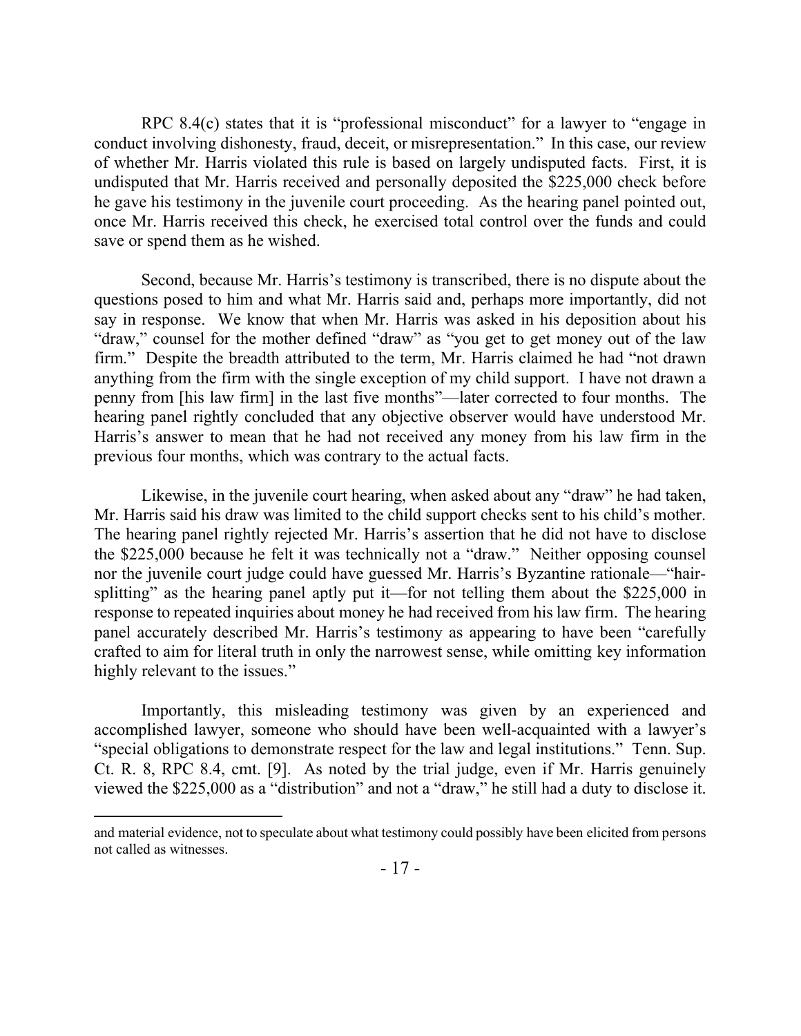RPC 8.4(c) states that it is "professional misconduct" for a lawyer to "engage in conduct involving dishonesty, fraud, deceit, or misrepresentation." In this case, our review of whether Mr. Harris violated this rule is based on largely undisputed facts. First, it is undisputed that Mr. Harris received and personally deposited the $225,000 check before he gave his testimony in the juvenile court proceeding. As the hearing panel pointed out, once Mr. Harris received this check, he exercised total control over the funds and could save or spend them as he wished.

Second, because Mr. Harris's testimony is transcribed, there is no dispute about the questions posed to him and what Mr. Harris said and, perhaps more importantly, did not say in response. We know that when Mr. Harris was asked in his deposition about his "draw," counsel for the mother defined "draw" as "you get to get money out of the law firm." Despite the breadth attributed to the term, Mr. Harris claimed he had "not drawn anything from the firm with the single exception of my child support. I have not drawn a penny from [his law firm] in the last five months"—later corrected to four months. The hearing panel rightly concluded that any objective observer would have understood Mr. Harris's answer to mean that he had not received any money from his law firm in the previous four months, which was contrary to the actual facts.

Likewise, in the juvenile court hearing, when asked about any "draw" he had taken, Mr. Harris said his draw was limited to the child support checks sent to his child's mother. The hearing panel rightly rejected Mr. Harris's assertion that he did not have to disclose the $225,000 because he felt it was technically not a "draw." Neither opposing counsel nor the juvenile court judge could have guessed Mr. Harris's Byzantine rationale—"hair-splitting" as the hearing panel aptly put it—for not telling them about the $225,000 in response to repeated inquiries about money he had received from his law firm. The hearing panel accurately described Mr. Harris's testimony as appearing to have been "carefully crafted to aim for literal truth in only the narrowest sense, while omitting key information highly relevant to the issues."

Importantly, this misleading testimony was given by an experienced and accomplished lawyer, someone who should have been well-acquainted with a lawyer's "special obligations to demonstrate respect for the law and legal institutions." Tenn. Sup. Ct. R. 8, RPC 8.4, cmt. [9]. As noted by the trial judge, even if Mr. Harris genuinely viewed the $225,000 as a "distribution" and not a "draw," he still had a duty to disclose it.

---

and material evidence, not to speculate about what testimony could possibly have been elicited from persons not called as witnesses.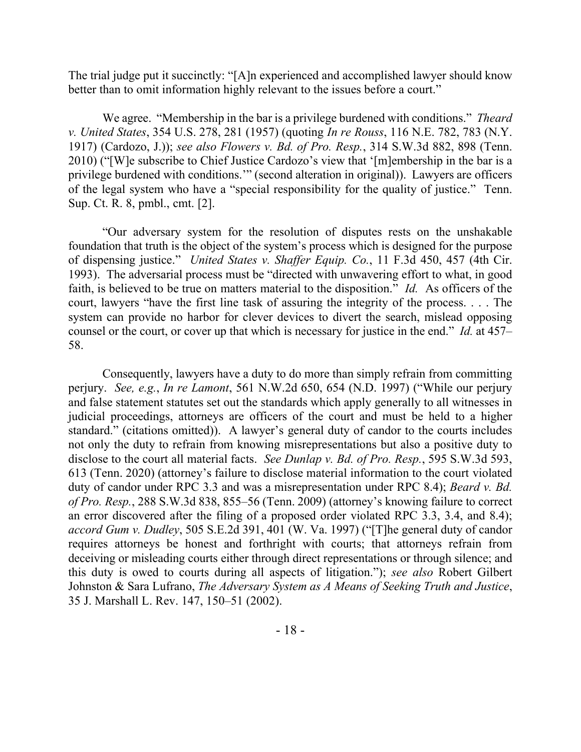The trial judge put it succinctly: "[A]n experienced and accomplished lawyer should know better than to omit information highly relevant to the issues before a court."

We agree. "Membership in the bar is a privilege burdened with conditions." *Theard v. United States*, 354 U.S. 278, 281 (1957) (quoting *In re Rouss*, 116 N.E. 782, 783 (N.Y. 1917) (Cardozo, J.)); *see also Flowers v. Bd. of Pro. Resp.*, 314 S.W.3d 882, 898 (Tenn. 2010) ("[W]e subscribe to Chief Justice Cardozo's view that '[m]embership in the bar is a privilege burdened with conditions.'" (second alteration in original)). Lawyers are officers of the legal system who have a "special responsibility for the quality of justice." Tenn. Sup. Ct. R. 8, pmbl., cmt. [2].

"Our adversary system for the resolution of disputes rests on the unshakable foundation that truth is the object of the system's process which is designed for the purpose of dispensing justice." *United States v. Shaffer Equip. Co.*, 11 F.3d 450, 457 (4th Cir. 1993). The adversarial process must be "directed with unwavering effort to what, in good faith, is believed to be true on matters material to the disposition." *Id.* As officers of the court, lawyers "have the first line task of assuring the integrity of the process. . . . The system can provide no harbor for clever devices to divert the search, mislead opposing counsel or the court, or cover up that which is necessary for justice in the end." *Id.* at 457–58.

Consequently, lawyers have a duty to do more than simply refrain from committing perjury. *See, e.g.*, *In re Lamont*, 561 N.W.2d 650, 654 (N.D. 1997) ("While our perjury and false statement statutes set out the standards which apply generally to all witnesses in judicial proceedings, attorneys are officers of the court and must be held to a higher standard." (citations omitted)). A lawyer's general duty of candor to the courts includes not only the duty to refrain from knowing misrepresentations but also a positive duty to disclose to the court all material facts. *See Dunlap v. Bd. of Pro. Resp.*, 595 S.W.3d 593, 613 (Tenn. 2020) (attorney's failure to disclose material information to the court violated duty of candor under RPC 3.3 and was a misrepresentation under RPC 8.4); *Beard v. Bd. of Pro. Resp.*, 288 S.W.3d 838, 855–56 (Tenn. 2009) (attorney's knowing failure to correct an error discovered after the filing of a proposed order violated RPC 3.3, 3.4, and 8.4); *accord Gum v. Dudley*, 505 S.E.2d 391, 401 (W. Va. 1997) ("[T]he general duty of candor requires attorneys be honest and forthright with courts; that attorneys refrain from deceiving or misleading courts either through direct representations or through silence; and this duty is owed to courts during all aspects of litigation."); *see also* Robert Gilbert Johnston & Sara Lufrano, *The Adversary System as A Means of Seeking Truth and Justice*, 35 J. Marshall L. Rev. 147, 150–51 (2002).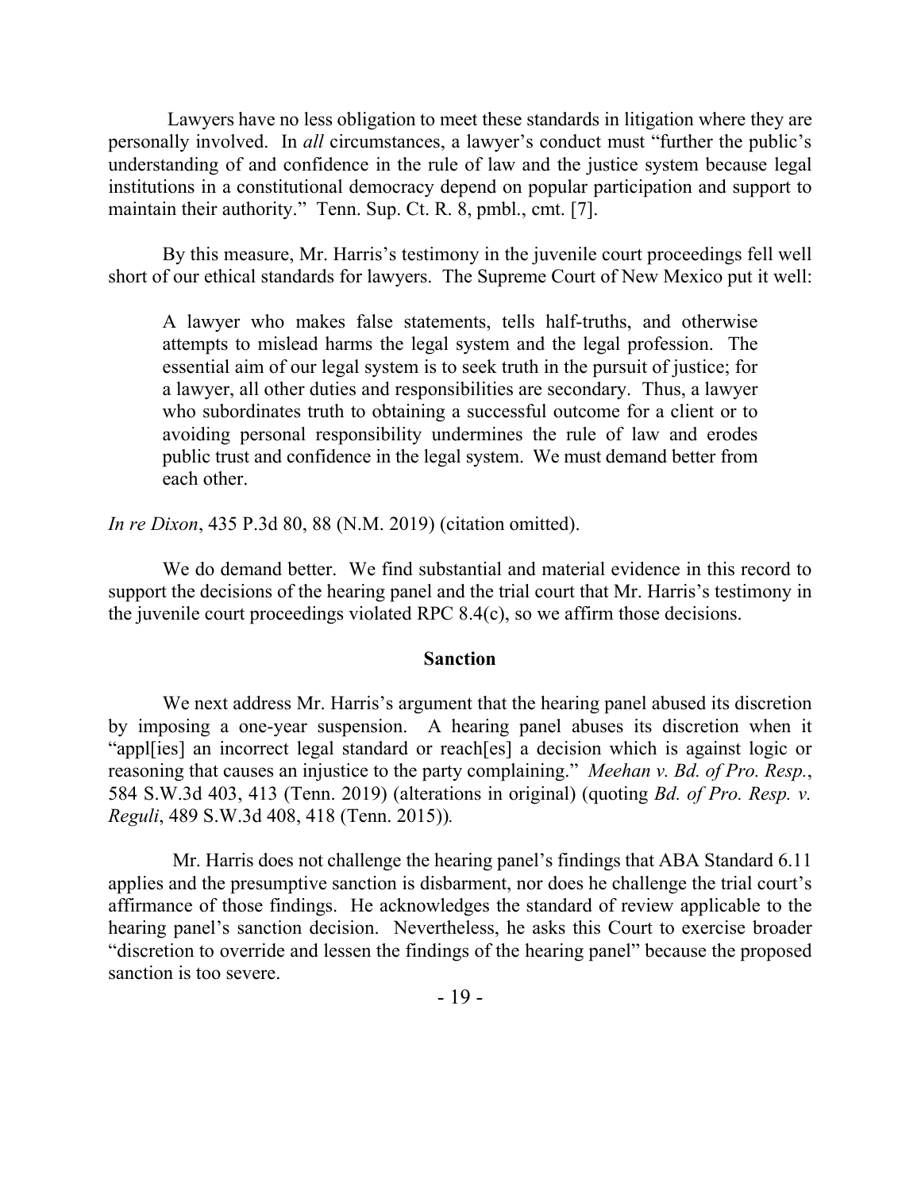Lawyers have no less obligation to meet these standards in litigation where they are personally involved. In *all* circumstances, a lawyer's conduct must "further the public's understanding of and confidence in the rule of law and the justice system because legal institutions in a constitutional democracy depend on popular participation and support to maintain their authority." Tenn. Sup. Ct. R. 8, pmbl., cmt. [7].

By this measure, Mr. Harris's testimony in the juvenile court proceedings fell well short of our ethical standards for lawyers. The Supreme Court of New Mexico put it well:

> A lawyer who makes false statements, tells half-truths, and otherwise attempts to mislead harms the legal system and the legal profession. The essential aim of our legal system is to seek truth in the pursuit of justice; for a lawyer, all other duties and responsibilities are secondary. Thus, a lawyer who subordinates truth to obtaining a successful outcome for a client or to avoiding personal responsibility undermines the rule of law and erodes public trust and confidence in the legal system. We must demand better from each other.

*In re Dixon*, 435 P.3d 80, 88 (N.M. 2019) (citation omitted).

We do demand better. We find substantial and material evidence in this record to support the decisions of the hearing panel and the trial court that Mr. Harris's testimony in the juvenile court proceedings violated RPC 8.4(c), so we affirm those decisions.

## Sanction

We next address Mr. Harris's argument that the hearing panel abused its discretion by imposing a one-year suspension. A hearing panel abuses its discretion when it "appl[ies] an incorrect legal standard or reach[es] a decision which is against logic or reasoning that causes an injustice to the party complaining." *Meehan v. Bd. of Pro. Resp.*, 584 S.W.3d 403, 413 (Tenn. 2019) (alterations in original) (quoting *Bd. of Pro. Resp. v. Reguli*, 489 S.W.3d 408, 418 (Tenn. 2015)).

Mr. Harris does not challenge the hearing panel's findings that ABA Standard 6.11 applies and the presumptive sanction is disbarment, nor does he challenge the trial court's affirmance of those findings. He acknowledges the standard of review applicable to the hearing panel's sanction decision. Nevertheless, he asks this Court to exercise broader "discretion to override and lessen the findings of the hearing panel" because the proposed sanction is too severe.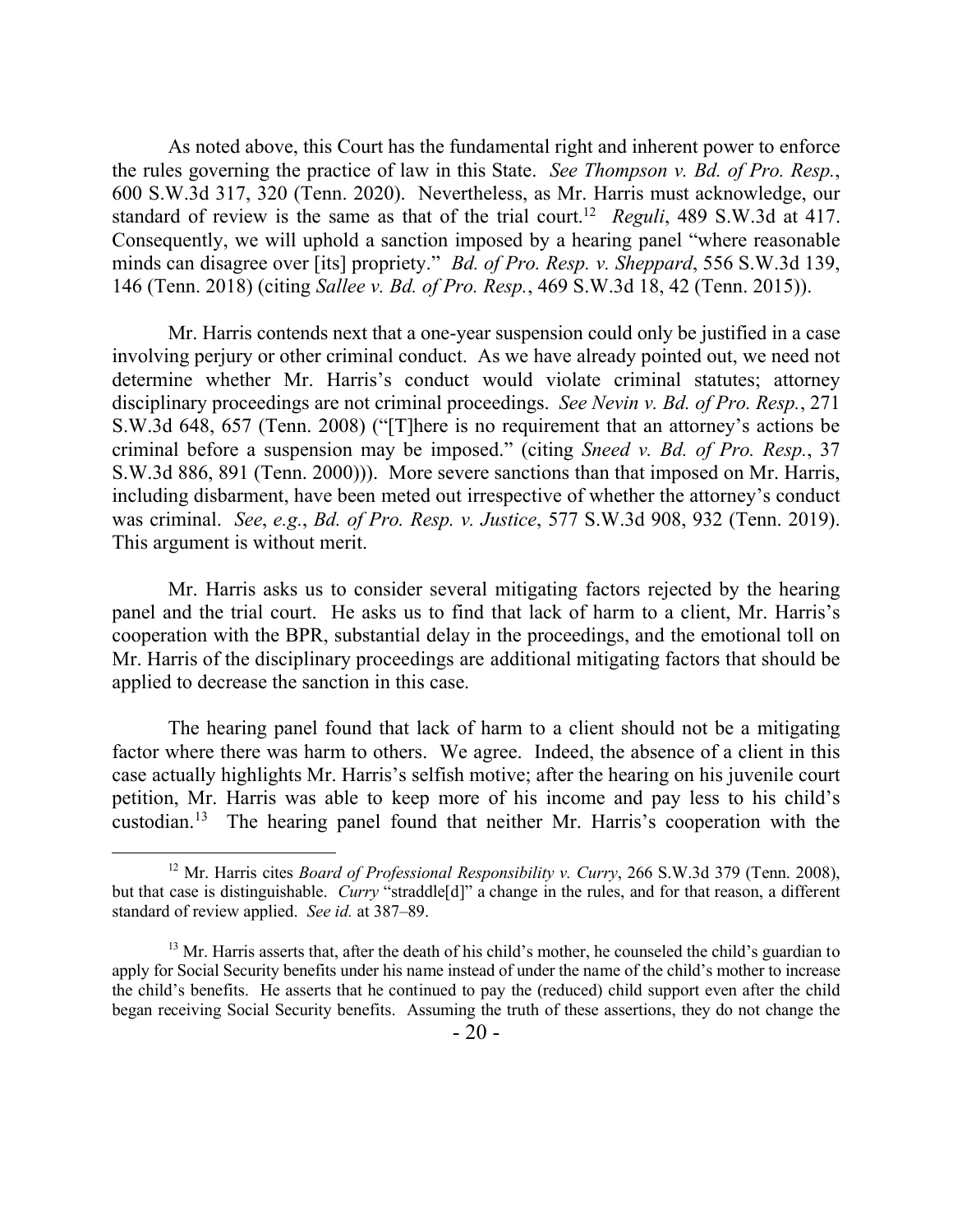As noted above, this Court has the fundamental right and inherent power to enforce the rules governing the practice of law in this State. *See Thompson v. Bd. of Pro. Resp.*, 600 S.W.3d 317, 320 (Tenn. 2020). Nevertheless, as Mr. Harris must acknowledge, our standard of review is the same as that of the trial court.[12] *Reguli*, 489 S.W.3d at 417. Consequently, we will uphold a sanction imposed by a hearing panel "where reasonable minds can disagree over [its] propriety." *Bd. of Pro. Resp. v. Sheppard*, 556 S.W.3d 139, 146 (Tenn. 2018) (citing *Sallee v. Bd. of Pro. Resp.*, 469 S.W.3d 18, 42 (Tenn. 2015)).

Mr. Harris contends next that a one-year suspension could only be justified in a case involving perjury or other criminal conduct. As we have already pointed out, we need not determine whether Mr. Harris's conduct would violate criminal statutes; attorney disciplinary proceedings are not criminal proceedings. *See Nevin v. Bd. of Pro. Resp.*, 271 S.W.3d 648, 657 (Tenn. 2008) ("[T]here is no requirement that an attorney's actions be criminal before a suspension may be imposed." (citing *Sneed v. Bd. of Pro. Resp.*, 37 S.W.3d 886, 891 (Tenn. 2000))). More severe sanctions than that imposed on Mr. Harris, including disbarment, have been meted out irrespective of whether the attorney's conduct was criminal. *See*, *e.g.*, *Bd. of Pro. Resp. v. Justice*, 577 S.W.3d 908, 932 (Tenn. 2019). This argument is without merit.

Mr. Harris asks us to consider several mitigating factors rejected by the hearing panel and the trial court. He asks us to find that lack of harm to a client, Mr. Harris's cooperation with the BPR, substantial delay in the proceedings, and the emotional toll on Mr. Harris of the disciplinary proceedings are additional mitigating factors that should be applied to decrease the sanction in this case.

The hearing panel found that lack of harm to a client should not be a mitigating factor where there was harm to others. We agree. Indeed, the absence of a client in this case actually highlights Mr. Harris's selfish motive; after the hearing on his juvenile court petition, Mr. Harris was able to keep more of his income and pay less to his child's custodian.[13] The hearing panel found that neither Mr. Harris's cooperation with the

---

[12] Mr. Harris cites *Board of Professional Responsibility v. Curry*, 266 S.W.3d 379 (Tenn. 2008), but that case is distinguishable. *Curry* "straddle[d]" a change in the rules, and for that reason, a different standard of review applied. *See id.* at 387–89.

[13] Mr. Harris asserts that, after the death of his child's mother, he counseled the child's guardian to apply for Social Security benefits under his name instead of under the name of the child's mother to increase the child's benefits. He asserts that he continued to pay the (reduced) child support even after the child began receiving Social Security benefits. Assuming the truth of these assertions, they do not change the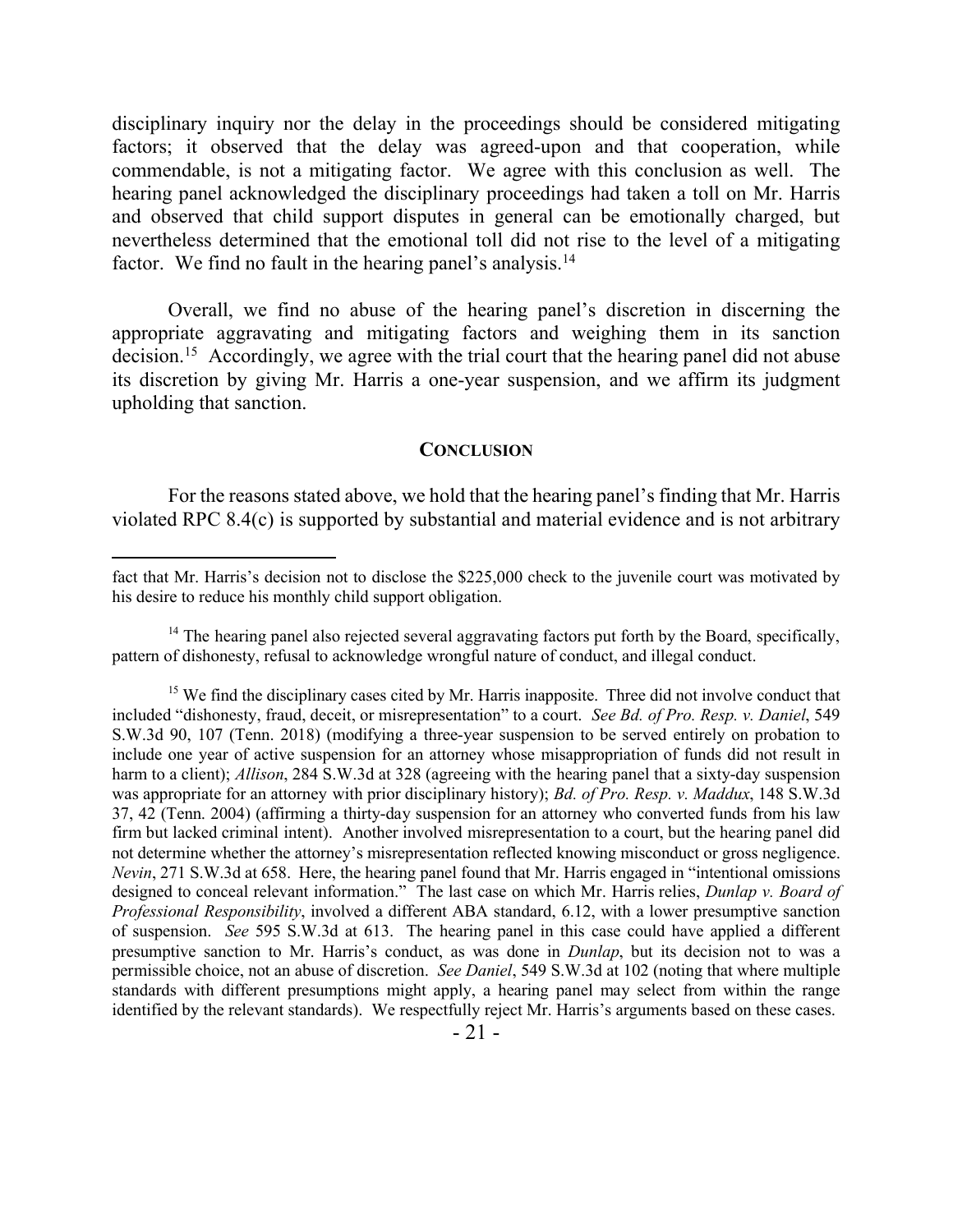disciplinary inquiry nor the delay in the proceedings should be considered mitigating factors; it observed that the delay was agreed-upon and that cooperation, while commendable, is not a mitigating factor. We agree with this conclusion as well. The hearing panel acknowledged the disciplinary proceedings had taken a toll on Mr. Harris and observed that child support disputes in general can be emotionally charged, but nevertheless determined that the emotional toll did not rise to the level of a mitigating factor. We find no fault in the hearing panel's analysis.[14]

Overall, we find no abuse of the hearing panel's discretion in discerning the appropriate aggravating and mitigating factors and weighing them in its sanction decision.[15] Accordingly, we agree with the trial court that the hearing panel did not abuse its discretion by giving Mr. Harris a one-year suspension, and we affirm its judgment upholding that sanction.

## CONCLUSION

For the reasons stated above, we hold that the hearing panel's finding that Mr. Harris violated RPC 8.4(c) is supported by substantial and material evidence and is not arbitrary

---

fact that Mr. Harris's decision not to disclose the $225,000 check to the juvenile court was motivated by his desire to reduce his monthly child support obligation.

[14] The hearing panel also rejected several aggravating factors put forth by the Board, specifically, pattern of dishonesty, refusal to acknowledge wrongful nature of conduct, and illegal conduct.

[15] We find the disciplinary cases cited by Mr. Harris inapposite. Three did not involve conduct that included "dishonesty, fraud, deceit, or misrepresentation" to a court. *See Bd. of Pro. Resp. v. Daniel*, 549 S.W.3d 90, 107 (Tenn. 2018) (modifying a three-year suspension to be served entirely on probation to include one year of active suspension for an attorney whose misappropriation of funds did not result in harm to a client); *Allison*, 284 S.W.3d at 328 (agreeing with the hearing panel that a sixty-day suspension was appropriate for an attorney with prior disciplinary history); *Bd. of Pro. Resp. v. Maddux*, 148 S.W.3d 37, 42 (Tenn. 2004) (affirming a thirty-day suspension for an attorney who converted funds from his law firm but lacked criminal intent). Another involved misrepresentation to a court, but the hearing panel did not determine whether the attorney's misrepresentation reflected knowing misconduct or gross negligence. *Nevin*, 271 S.W.3d at 658. Here, the hearing panel found that Mr. Harris engaged in "intentional omissions designed to conceal relevant information." The last case on which Mr. Harris relies, *Dunlap v. Board of Professional Responsibility*, involved a different ABA standard, 6.12, with a lower presumptive sanction of suspension. *See* 595 S.W.3d at 613. The hearing panel in this case could have applied a different presumptive sanction to Mr. Harris's conduct, as was done in *Dunlap*, but its decision not to was a permissible choice, not an abuse of discretion. *See Daniel*, 549 S.W.3d at 102 (noting that where multiple standards with different presumptions might apply, a hearing panel may select from within the range identified by the relevant standards). We respectfully reject Mr. Harris's arguments based on these cases.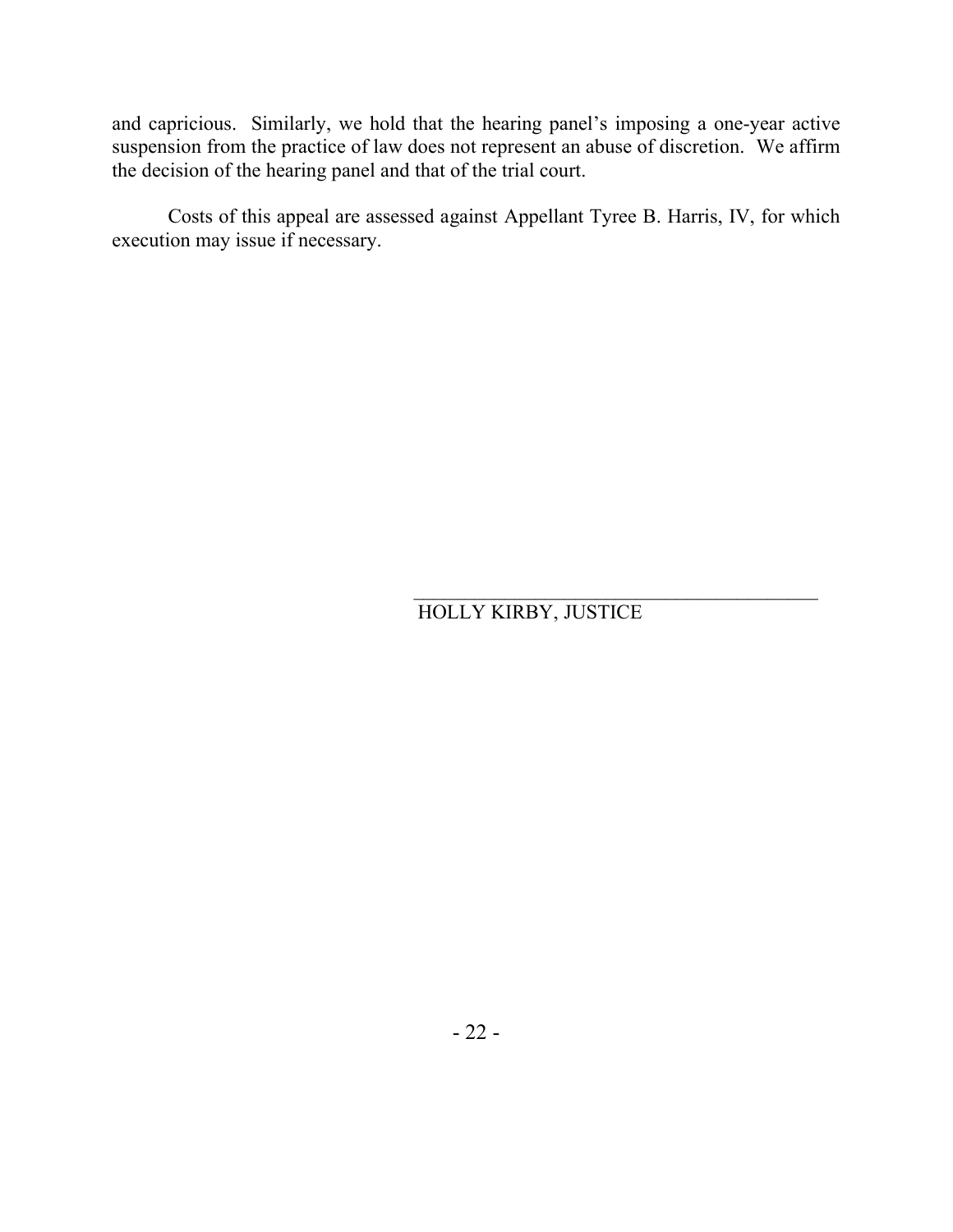and capricious. Similarly, we hold that the hearing panel's imposing a one-year active suspension from the practice of law does not represent an abuse of discretion. We affirm the decision of the hearing panel and that of the trial court.

Costs of this appeal are assessed against Appellant Tyree B. Harris, IV, for which execution may issue if necessary.

\_\_\_\_\_\_\_\_\_\_\_\_\_\_\_\_\_\_\_\_\_\_\_\_\_\_\_\_\_\_\_\_\_\_\_\_\_\_\_\_

HOLLY KIRBY, JUSTICE